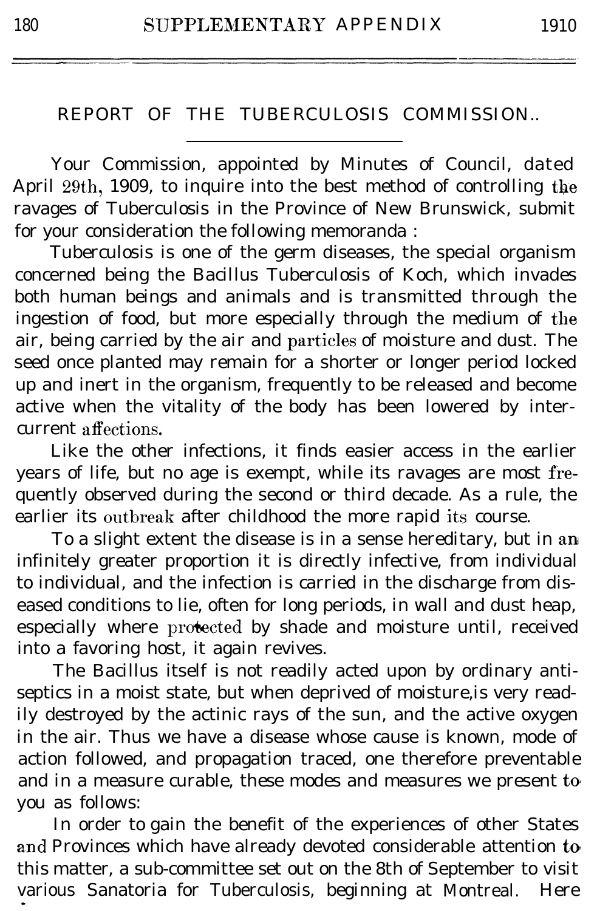## REPORT OF THE TUBERCULOSIS COMMISSION..

Your Commission, appointed by Minutes of Council, dated April 29th, 1909, to inquire into the best method of controlling the ravages of Tuberculosis in the Province of New Brunswick, submit for your consideration the following memoranda :

Tuberculosis is one of the germ diseases, the special organism concerned being the Bacillus Tuberculosis of Koch, which invades both human beings and animals and is transmitted through the ingestion of food, but more especially through the medium of the air, being carried by the air and particles of moisture and dust. The seed once planted may remain for a shorter or longer period locked up and inert in the organism, frequently to be released and become active when the vitality of the body has been lowered by intercurrent affections.

Like the other infections, it finds easier access in the earlier years of life, but no age is exempt, while its ravages are most frequently observed during the second or third decade. As a rule, the earlier its outbreak after childhood the more rapid its course.

To a slight extent the disease is in a sense hereditary, but in an infinitely greater proportion it is directly infective, from individual to individual, and the infection is carried in the discharge from diseased conditions to lie, often for long periods, in wall and dust heap, especially where protected by shade and moisture until, received into a favoring host, it again revives.

The Bacillus itself is not readily acted upon by ordinary antiseptics in a moist state, but when deprived of moisture,is very readily destroyed by the actinic rays of the sun, and the active oxygen in the air. Thus we have a disease whose cause is known, mode of action followed, and propagation traced, one therefore preventable and in a measure curable, these modes and measures we present to you as follows:

In order to gain the benefit of the experiences of other States and Provinces which have already devoted considerable attention to this matter, a sub-committee set out on the 8th of September to visit various Sanatoria for Tuberculosis, beginning at Montreal. Here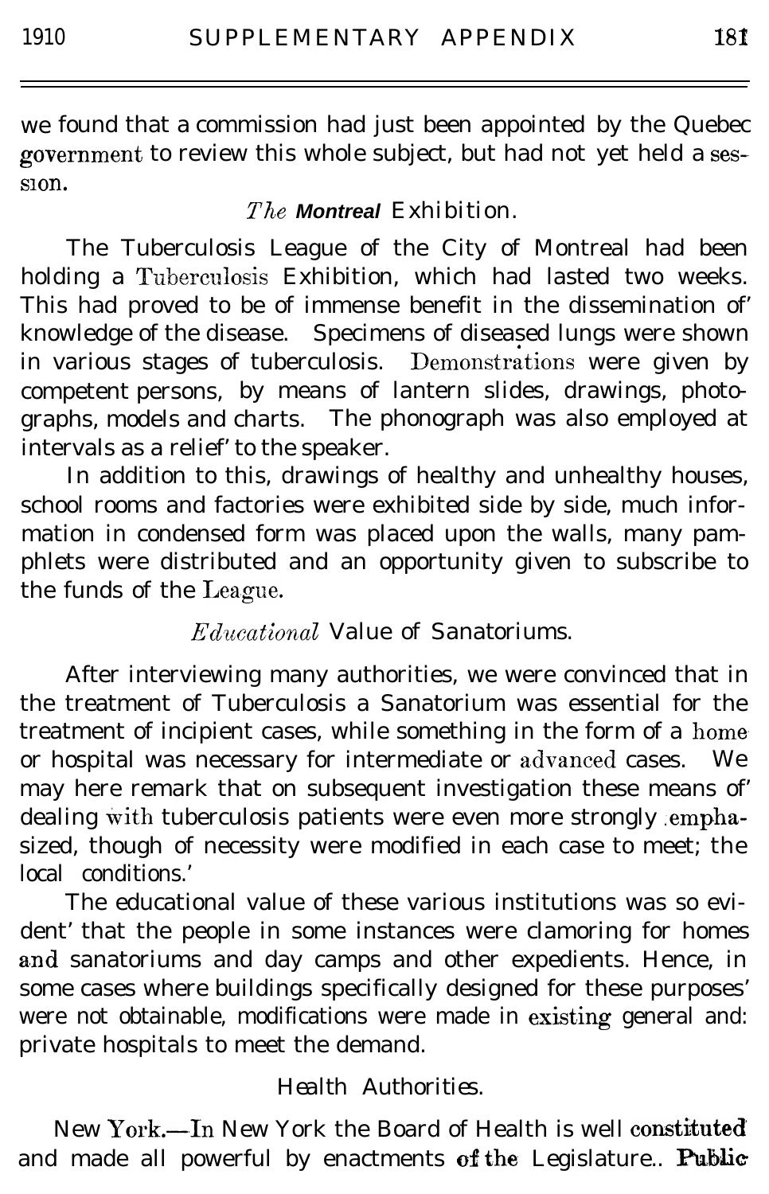we found that a commission had just been appointed by the Quebec government to review this whole subject, but had not yet held a session.

### *The Montreal Exhibition.*

The Tuberculosis League of the City of Montreal had been holding a Tuberculosis Exhibition, which had lasted two weeks. This had proved to be of immense benefit in the dissemination of knowledge of the disease. Specimens of diseased lungs were shown in various stages of tuberculosis. Demonstrations were given by competent persons, by means of lantern slides, drawings, photographs, models and charts. The phonograph was also employed at intervals as a relief to the speaker.

In addition to this, drawings of healthy and unhealthy houses, school rooms and factories were exhibited side by side, much information in condensed form was placed upon the walls, many pamphlets were distributed and an opportunity given to subscribe to the funds of the League.

### *Educational Value of Sanatoriums.*

After interviewing many authorities, we were convinced that in the treatment of Tuberculosis a Sanatorium was essential for the treatment of incipient cases, while something in the form of a home or hospital was necessary for intermediate or advanced cases. We may here remark that on subsequent investigation these means of dealing with tuberculosis patients were even more strongly emphasized, though of necessity were modified in each case to meet the local conditions.

The educational value of these various institutions was so evident that the people in some instances were clamoring for homes and sanatoriums and day camps and other expedients. Hence, in some cases where buildings specifically designed for these purposes were not obtainable, modifications were made in existing general and private hospitals to meet the demand.

### Health Authorities.

New York.—In New York the Board of Health is well constituted and made all powerful by enactments of the Legislature. Public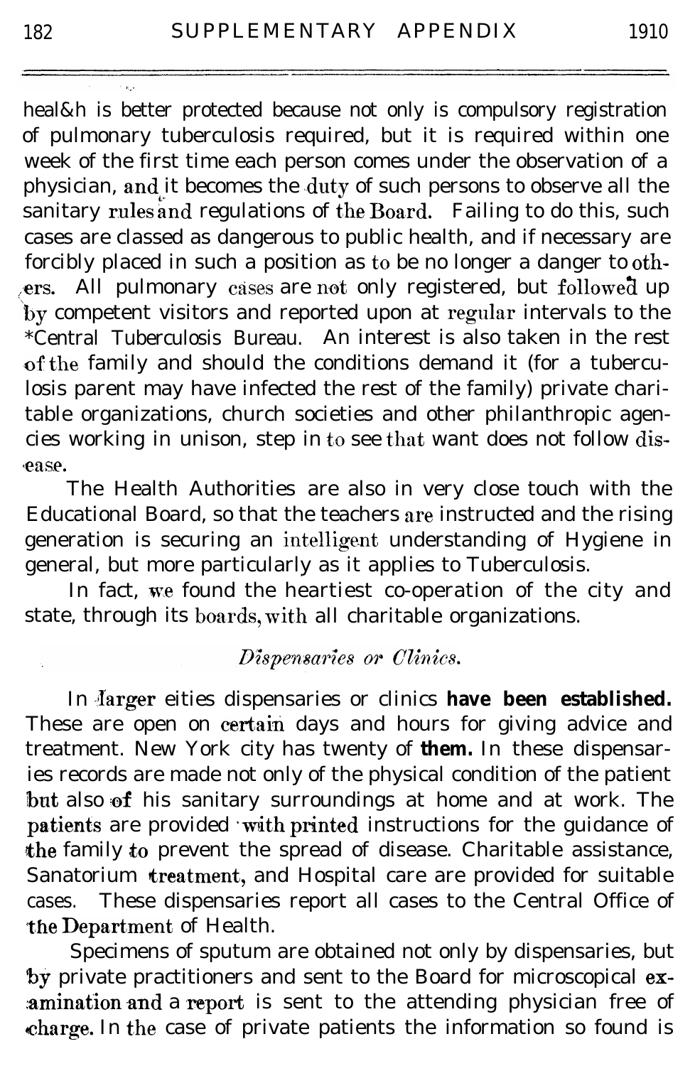health is better protected because not only is compulsory registration of pulmonary tuberculosis required, but it is required within one week of the first time each person comes under the observation of a physician, and it becomes the duty of such persons to observe all the sanitary rules and regulations of the Board. Failing to do this, such cases are classed as dangerous to public health, and if necessary are forcibly placed in such a position as to be no longer a danger to others. All pulmonary cases are not only registered, but followed up by competent visitors and reported upon at regular intervals to the *Central Tuberculosis Bureau. An interest is also taken in the rest of the family and should the conditions demand it (for a tuberculosis parent may have infected the rest of the family) private charitable organizations, church societies and other philanthropic agencies working in unison, step in to see that want does not follow disease.

The Health Authorities are also in very close touch with the Educational Board, so that the teachers are instructed and the rising generation is securing an intelligent understanding of Hygiene in general, but more particularly as it applies to Tuberculosis.

In fact, we found the heartiest co-operation of the city and state, through its boards, with all charitable organizations.

### *Dispensaries or Clinics.*

In larger cities dispensaries or clinics have been established. These are open on certain days and hours for giving advice and treatment. New York city has twenty of them. In these dispensaries records are made not only of the physical condition of the patient but also of his sanitary surroundings at home and at work. The patients are provided with printed instructions for the guidance of the family to prevent the spread of disease. Charitable assistance, Sanatorium treatment, and Hospital care are provided for suitable cases. These dispensaries report all cases to the Central Office of the Department of Health.

Specimens of sputum are obtained not only by dispensaries, but by private practitioners and sent to the Board for microscopical examination and a report is sent to the attending physician free of charge. In the case of private patients the information so found is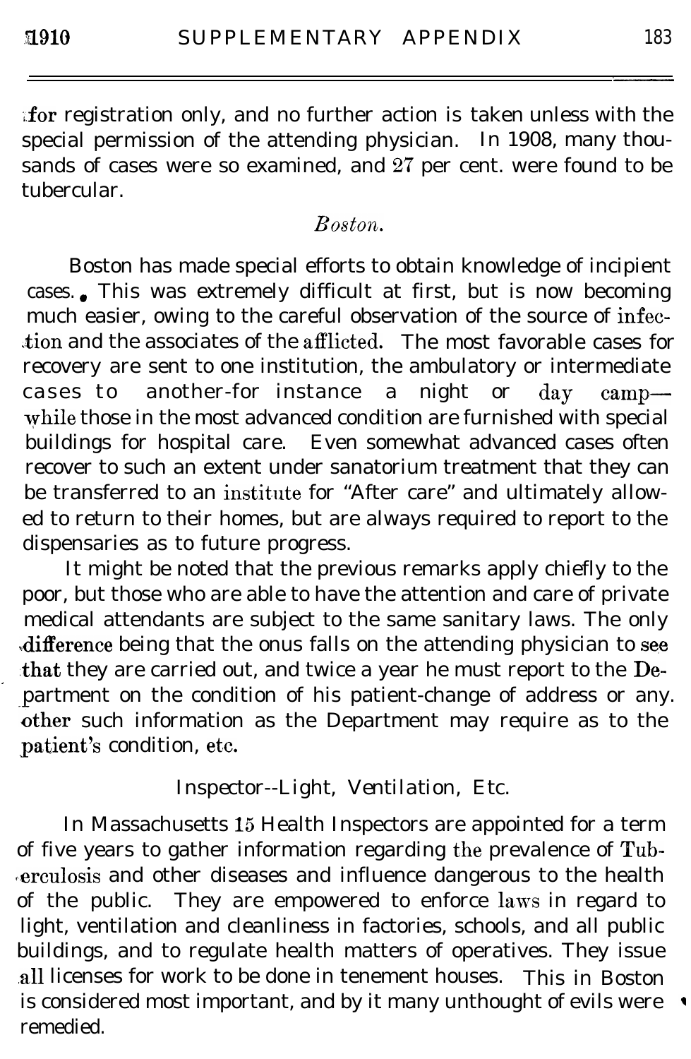for registration only, and no further action is taken unless with the special permission of the attending physician. In 1908, many thousands of cases were so examined, and 27 per cent. were found to be tubercular.

### *Boston.*

Boston has made special efforts to obtain knowledge of incipient cases. This was extremely difficult at first, but is now becoming much easier, owing to the careful observation of the source of infection and the associates of the afflicted. The most favorable cases for recovery are sent to one institution, the ambulatory or intermediate cases to another-for instance a night or day camp—while those in the most advanced condition are furnished with special buildings for hospital care. Even somewhat advanced cases often recover to such an extent under sanatorium treatment that they can be transferred to an institute for "After care" and ultimately allowed to return to their homes, but are always required to report to the dispensaries as to future progress.

It might be noted that the previous remarks apply chiefly to the poor, but those who are able to have the attention and care of private medical attendants are subject to the same sanitary laws. The only difference being that the onus falls on the attending physician to see that they are carried out, and twice a year he must report to the Department on the condition of his patient-change of address or any other such information as the Department may require as to the patient's condition, etc.

### Inspector--Light, Ventilation, Etc.

In Massachusetts 15 Health Inspectors are appointed for a term of five years to gather information regarding the prevalence of Tuberculosis and other diseases and influence dangerous to the health of the public. They are empowered to enforce laws in regard to light, ventilation and cleanliness in factories, schools, and all public buildings, and to regulate health matters of operatives. They issue all licenses for work to be done in tenement houses. This in Boston is considered most important, and by it many unthought of evils were remedied.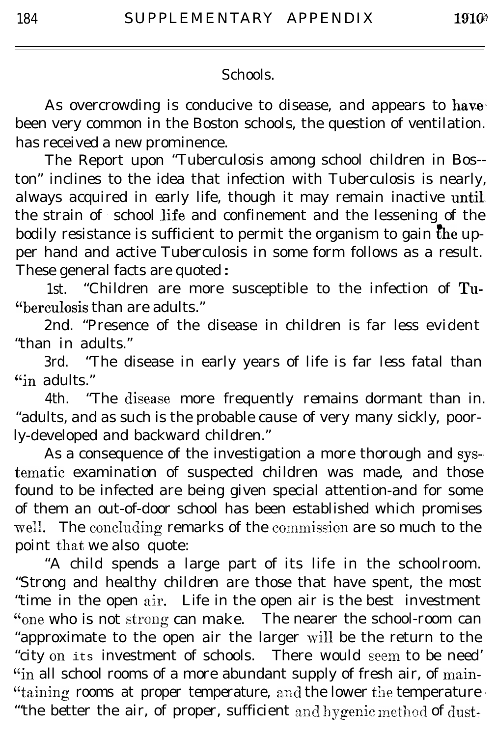## Schools.

As overcrowding is conducive to disease, and appears to have been very common in the Boston schools, the question of ventilation. has received a new prominence.

The Report upon "Tuberculosis among school children in Boston" inclines to the idea that infection with Tuberculosis is nearly, always acquired in early life, though it may remain inactive until the strain of school life and confinement and the lessening of the bodily resistance is sufficient to permit the organism to gain the upper hand and active Tuberculosis in some form follows as a result. These general facts are quoted:

1st. "Children are more susceptible to the infection of Tuberculosis than are adults."

2nd. "Presence of the disease in children is far less evident "than in adults."

3rd. "The disease in early years of life is far less fatal than "in adults."

4th. "The disease more frequently remains dormant than in. "adults, and as such is the probable cause of very many sickly, poorly-developed and backward children."

As a consequence of the investigation a more thorough and systematic examination of suspected children was made, and those found to be infected are being given special attention-and for some of them an out-of-door school has been established which promises well. The concluding remarks of the commission are so much to the point that we also quote:

"A child spends a large part of its life in the schoolroom. "Strong and healthy children are those that have spent, the most "time in the open air. Life in the open air is the best investment "one who is not strong can make. The nearer the school-room can "approximate to the open air the larger will be the return to the "city on its investment of schools. There would seem to be need' "in all school rooms of a more abundant supply of fresh air, of maintaining rooms at proper temperature, and the lower the temperature "the better the air, of proper, sufficient and hygenic method of dust-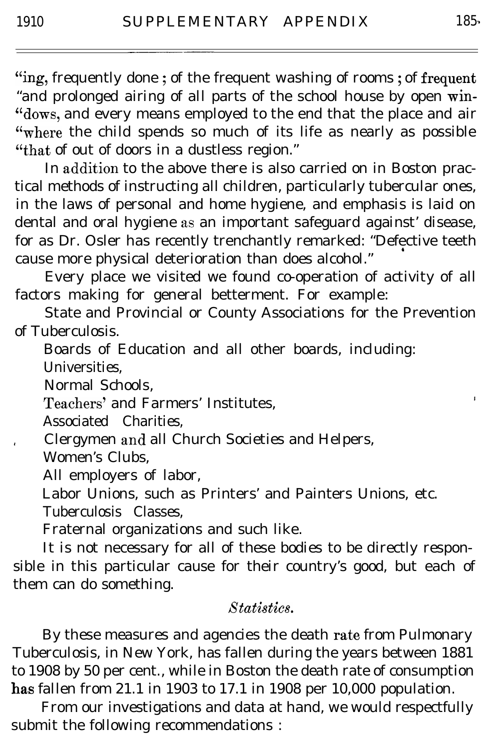"ing, frequently done; of the frequent washing of rooms; of frequent "and prolonged airing of all parts of the school house by open win- "dows, and every means employed to the end that the place and air "where the child spends so much of its life as nearly as possible "that of out of doors in a dustless region."

In addition to the above there is also carried on in Boston practical methods of instructing all children, particularly tubercular ones, in the laws of personal and home hygiene, and emphasis is laid on dental and oral hygiene as an important safeguard against' disease, for as Dr. Osler has recently trenchantly remarked: "Defective teeth cause more physical deterioration than does alcohol."

Every place we visited we found co-operation of activity of all factors making for general betterment. For example:

State and Provincial or County Associations for the Prevention of Tuberculosis.

Boards of Education and all other boards, including:

Universities,

Normal Schools,

Teachers' and Farmers' Institutes,

Associated Charities,

Clergymen and all Church Societies and Helpers,

Women's Clubs,

All employers of labor,

Labor Unions, such as Printers' and Painters Unions, etc.

Tuberculosis Classes,

Fraternal organizations and such like.

It is not necessary for all of these bodies to be directly responsible in this particular cause for their country's good, but each of them can do something.

### *Statistics.*

By these measures and agencies the death rate from Pulmonary Tuberculosis, in New York, has fallen during the years between 1881 to 1908 by 50 per cent., while in Boston the death rate of consumption has fallen from 21.1 in 1903 to 17.1 in 1908 per 10,000 population.

From our investigations and data at hand, we would respectfully submit the following recommendations :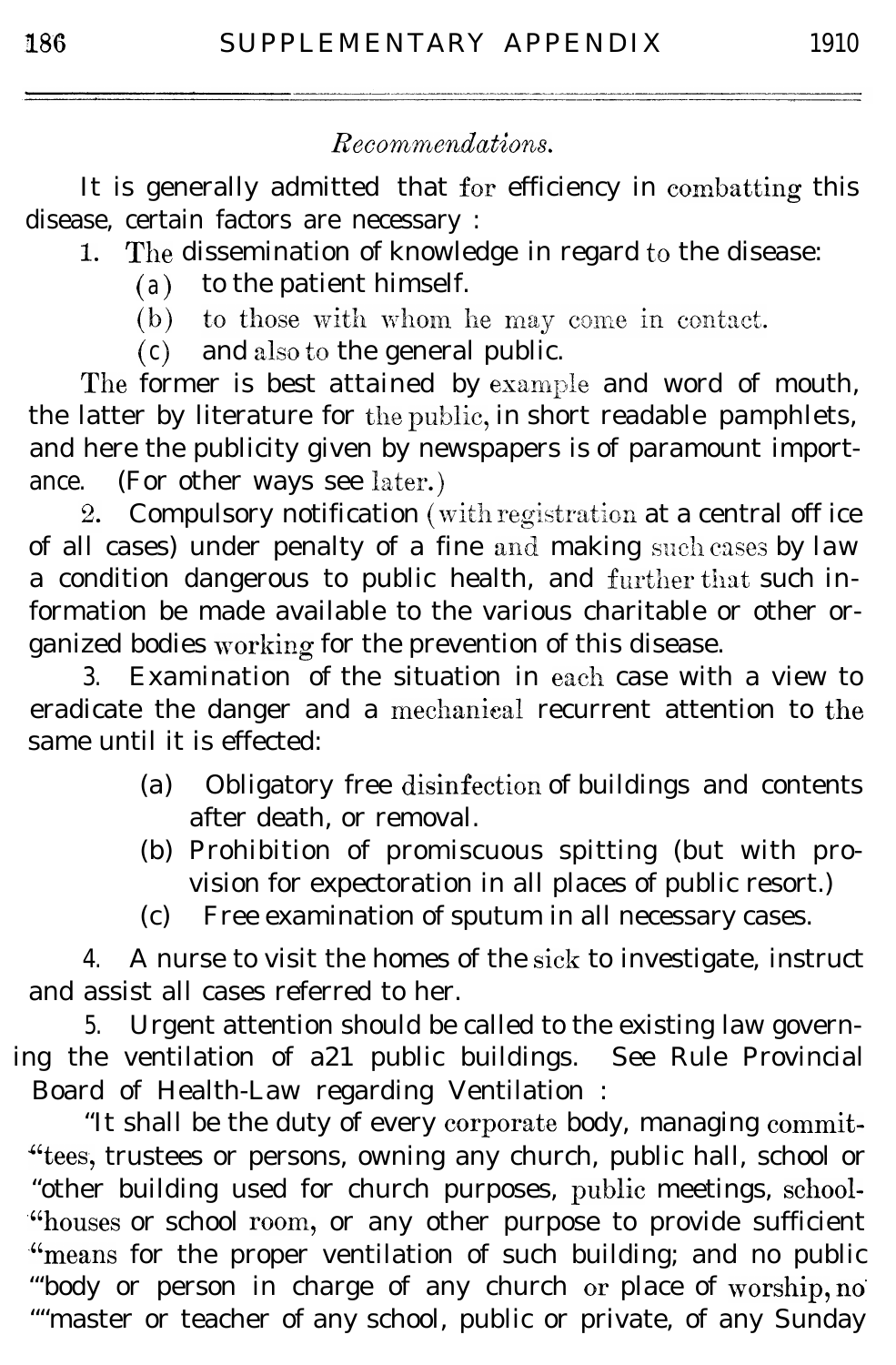*Recommendations.*

It is generally admitted that for efficiency in combatting this disease, certain factors are necessary :

1. The dissemination of knowledge in regard to the disease:
   - (a) to the patient himself.
   - (b) to those with whom he may come in contact.
   - (c) and also to the general public.

The former is best attained by example and word of mouth, the latter by literature for the public, in short readable pamphlets, and here the publicity given by newspapers is of paramount importance. (For other ways see later.)

2. Compulsory notification (with registration at a central office of all cases) under penalty of a fine and making such cases by law a condition dangerous to public health, and further that such information be made available to the various charitable or other organized bodies working for the prevention of this disease.

3. Examination of the situation in each case with a view to eradicate the danger and a mechanical recurrent attention to the same until it is effected:
   - (a) Obligatory free disinfection of buildings and contents after death, or removal.
   - (b) Prohibition of promiscuous spitting (but with provision for expectoration in all places of public resort.)
   - (c) Free examination of sputum in all necessary cases.

4. A nurse to visit the homes of the sick to investigate, instruct and assist all cases referred to her.

5. Urgent attention should be called to the existing law governing the ventilation of a21 public buildings. See Rule Provincial Board of Health-Law regarding Ventilation :

"It shall be the duty of every corporate body, managing committees, trustees or persons, owning any church, public hall, school or other building used for church purposes, public meetings, schoolhouses or school room, or any other purpose to provide sufficient means for the proper ventilation of such building; and no public body or person in charge of any church or place of worship, no master or teacher of any school, public or private, of any Sunday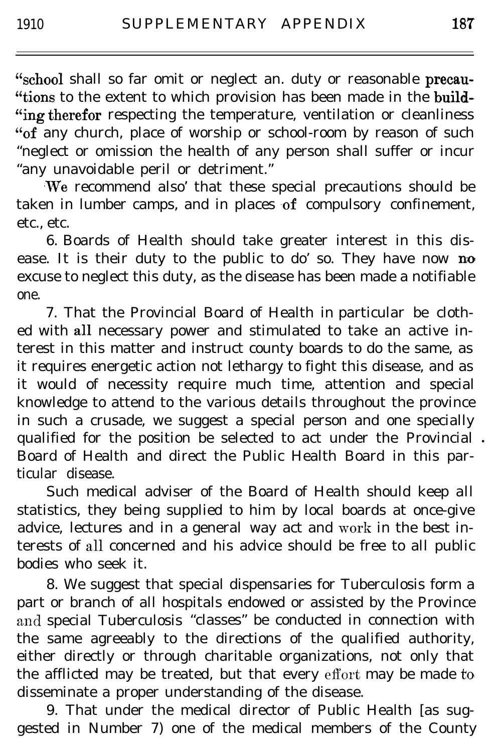"school shall so far omit or neglect an. duty or reasonable precau-
"tions to the extent to which provision has been made in the build-
"ing therefor respecting the temperature, ventilation or cleanliness
"of any church, place of worship or school-room by reason of such
"neglect or omission the health of any person shall suffer or incur
"any unavoidable peril or detriment."

We recommend also' that these special precautions should be taken in lumber camps, and in places of compulsory confinement, etc., etc.

6. Boards of Health should take greater interest in this disease. It is their duty to the public to do' so. They have now no excuse to neglect this duty, as the disease has been made a notifiable one.

7. That the Provincial Board of Health in particular be clothed with all necessary power and stimulated to take an active interest in this matter and instruct county boards to do the same, as it requires energetic action not lethargy to fight this disease, and as it would of necessity require much time, attention and special knowledge to attend to the various details throughout the province in such a crusade, we suggest a special person and one specially qualified for the position be selected to act under the Provincial Board of Health and direct the Public Health Board in this particular disease.

Such medical adviser of the Board of Health should keep all statistics, they being supplied to him by local boards at once-give advice, lectures and in a general way act and work in the best interests of all concerned and his advice should be free to all public bodies who seek it.

8. We suggest that special dispensaries for Tuberculosis form a part or branch of all hospitals endowed or assisted by the Province and special Tuberculosis "classes" be conducted in connection with the same agreeably to the directions of the qualified authority, either directly or through charitable organizations, not only that the afflicted may be treated, but that every effort may be made to disseminate a proper understanding of the disease.

9. That under the medical director of Public Health [as suggested in Number 7) one of the medical members of the County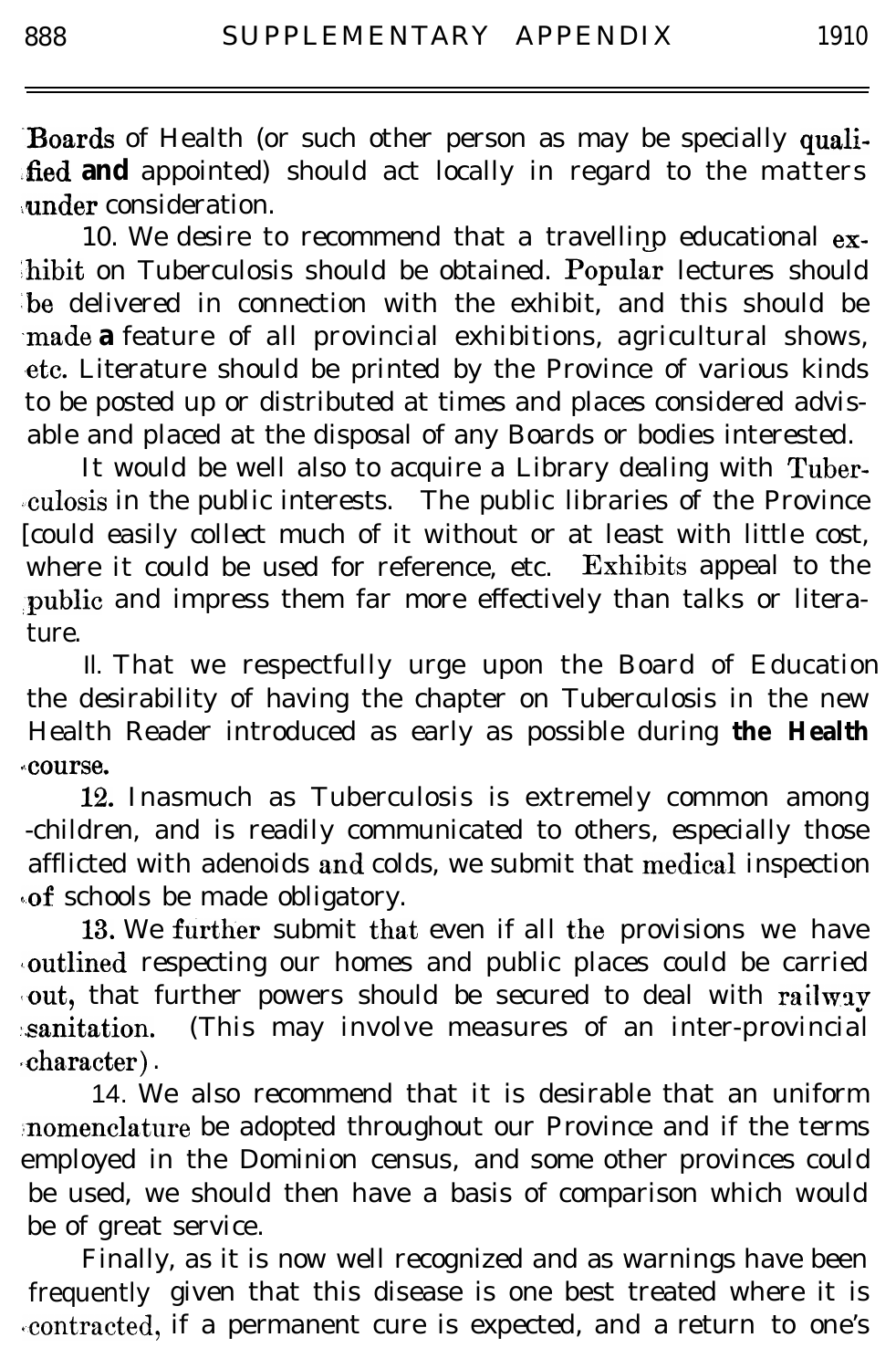Boards of Health (or such other person as may be specially qualified and appointed) should act locally in regard to the matters under consideration.

10. We desire to recommend that a travelling educational exhibit on Tuberculosis should be obtained. Popular lectures should be delivered in connection with the exhibit, and this should be made a feature of all provincial exhibitions, agricultural shows, etc. Literature should be printed by the Province of various kinds to be posted up or distributed at times and places considered advisable and placed at the disposal of any Boards or bodies interested.

It would be well also to acquire a Library dealing with Tuberculosis in the public interests. The public libraries of the Province could easily collect much of it without or at least with little cost, where it could be used for reference, etc. Exhibits appeal to the public and impress them far more effectively than talks or literature.

11. That we respectfully urge upon the Board of Education the desirability of having the chapter on Tuberculosis in the new Health Reader introduced as early as possible during the Health course.

12. Inasmuch as Tuberculosis is extremely common among children, and is readily communicated to others, especially those afflicted with adenoids and colds, we submit that medical inspection of schools be made obligatory.

13. We further submit that even if all the provisions we have outlined respecting our homes and public places could be carried out, that further powers should be secured to deal with railway sanitation. (This may involve measures of an inter-provincial character).

14. We also recommend that it is desirable that an uniform nomenclature be adopted throughout our Province and if the terms employed in the Dominion census, and some other provinces could be used, we should then have a basis of comparison which would be of great service.

Finally, as it is now well recognized and as warnings have been frequently given that this disease is one best treated where it is contracted, if a permanent cure is expected, and a return to one's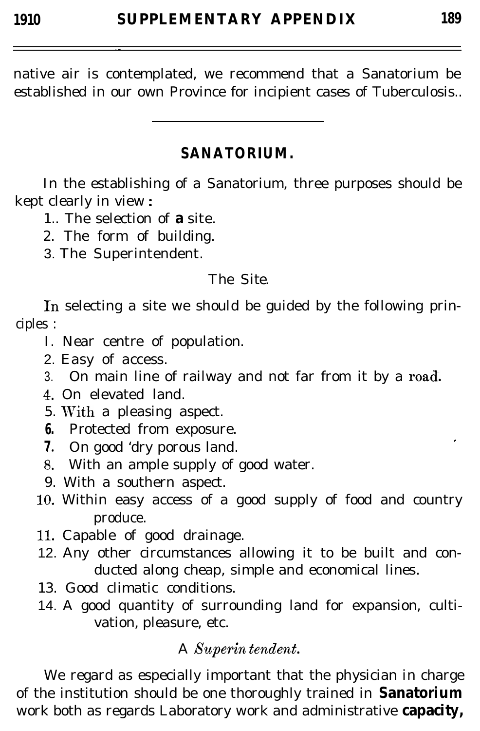native air is contemplated, we recommend that a Sanatorium be established in our own Province for incipient cases of Tuberculosis..

---

## SANATORIUM.

In the establishing of a Sanatorium, three purposes should be kept clearly in view :

1.. The selection of **a** site.
2. The form of building.
3. The Superintendent.

### The Site.

In selecting a site we should be guided by the following principles :

1. Near centre of population.
2. Easy of access.
3. On main line of railway and not far from it by a road.
4. On elevated land.
5. With a pleasing aspect.
6. Protected from exposure.
7. On good 'dry porous land.
8. With an ample supply of good water.
9. With a southern aspect.
10. Within easy access of a good supply of food and country produce.
11. Capable of good drainage.
12. Any other circumstances allowing it to be built and conducted along cheap, simple and economical lines.
13. Good climatic conditions.
14. A good quantity of surrounding land for expansion, cultivation, pleasure, etc.

### A *Superintendent.*

We regard as especially important that the physician in charge of the institution should be one thoroughly trained in **Sanatorium** work both as regards Laboratory work and administrative **capacity,**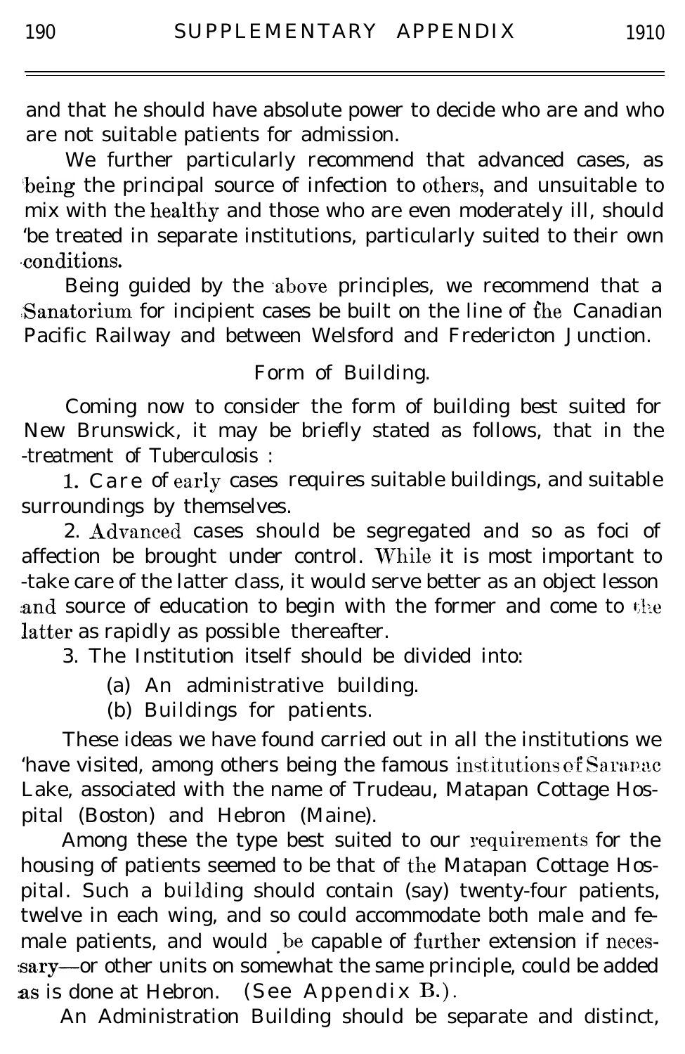and that he should have absolute power to decide who are and who are not suitable patients for admission.

We further particularly recommend that advanced cases, as being the principal source of infection to others, and unsuitable to mix with the healthy and those who are even moderately ill, should be treated in separate institutions, particularly suited to their own conditions.

Being guided by the above principles, we recommend that a Sanatorium for incipient cases be built on the line of the Canadian Pacific Railway and between Welsford and Fredericton Junction.

## Form of Building.

Coming now to consider the form of building best suited for New Brunswick, it may be briefly stated as follows, that in the treatment of Tuberculosis :

1. Care of early cases requires suitable buildings, and suitable surroundings by themselves.

2. Advanced cases should be segregated and so as foci of affection be brought under control. While it is most important to take care of the latter class, it would serve better as an object lesson and source of education to begin with the former and come to the latter as rapidly as possible thereafter.

3. The Institution itself should be divided into:

   (a) An administrative building.

   (b) Buildings for patients.

These ideas we have found carried out in all the institutions we have visited, among others being the famous institutions of Saranac Lake, associated with the name of Trudeau, Matapan Cottage Hospital (Boston) and Hebron (Maine).

Among these the type best suited to our requirements for the housing of patients seemed to be that of the Matapan Cottage Hospital. Such a building should contain (say) twenty-four patients, twelve in each wing, and so could accommodate both male and female patients, and would be capable of further extension if necessary—or other units on somewhat the same principle, could be added as is done at Hebron. (See Appendix B.).

An Administration Building should be separate and distinct,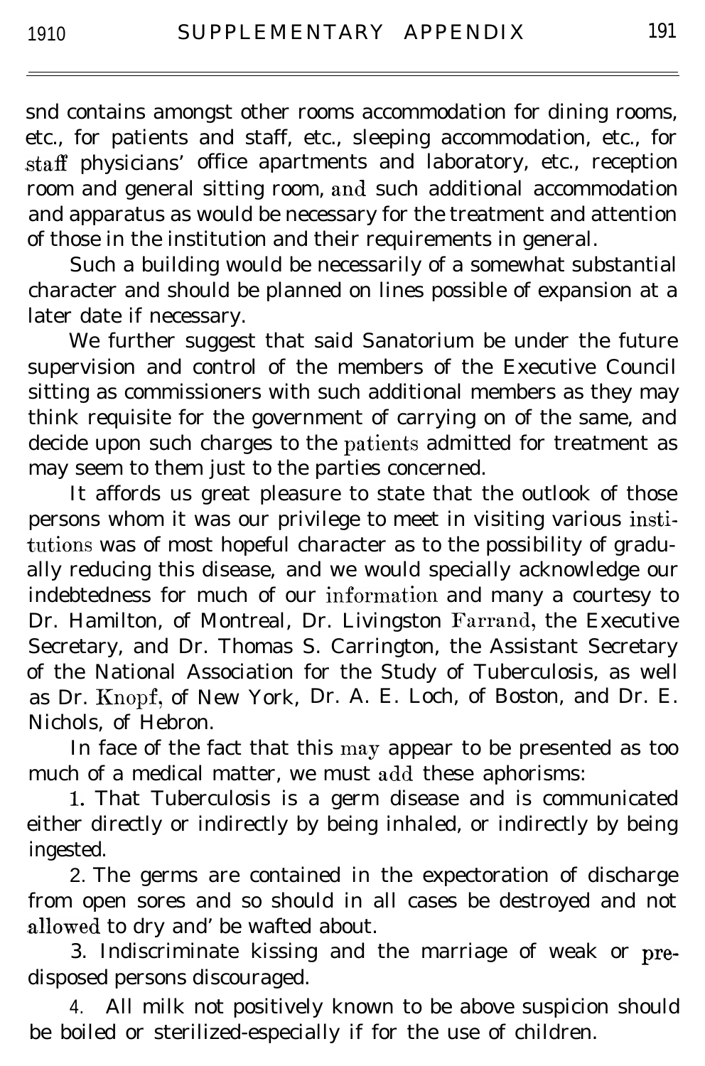snd contains amongst other rooms accommodation for dining rooms, etc., for patients and staff, etc., sleeping accommodation, etc., for staff physicians' office apartments and laboratory, etc., reception room and general sitting room, and such additional accommodation and apparatus as would be necessary for the treatment and attention of those in the institution and their requirements in general.

Such a building would be necessarily of a somewhat substantial character and should be planned on lines possible of expansion at a later date if necessary.

We further suggest that said Sanatorium be under the future supervision and control of the members of the Executive Council sitting as commissioners with such additional members as they may think requisite for the government of carrying on of the same, and decide upon such charges to the patients admitted for treatment as may seem to them just to the parties concerned.

It affords us great pleasure to state that the outlook of those persons whom it was our privilege to meet in visiting various institutions was of most hopeful character as to the possibility of gradually reducing this disease, and we would specially acknowledge our indebtedness for much of our information and many a courtesy to Dr. Hamilton, of Montreal, Dr. Livingston Farrand, the Executive Secretary, and Dr. Thomas S. Carrington, the Assistant Secretary of the National Association for the Study of Tuberculosis, as well as Dr. Knopf, of New York, Dr. A. E. Loch, of Boston, and Dr. E. Nichols, of Hebron.

In face of the fact that this may appear to be presented as too much of a medical matter, we must add these aphorisms:

1. That Tuberculosis is a germ disease and is communicated either directly or indirectly by being inhaled, or indirectly by being ingested.

2. The germs are contained in the expectoration of discharge from open sores and so should in all cases be destroyed and not allowed to dry and' be wafted about.

3. Indiscriminate kissing and the marriage of weak or predisposed persons discouraged.

4. All milk not positively known to be above suspicion should be boiled or sterilized-especially if for the use of children.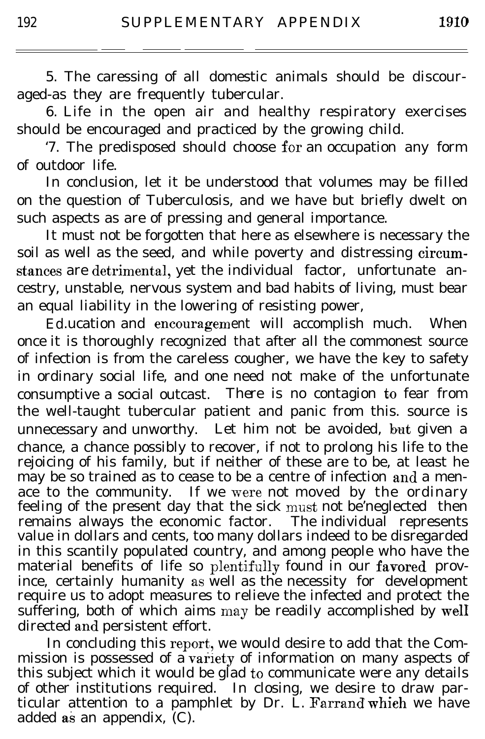5. The caressing of all domestic animals should be discouraged-as they are frequently tubercular.

6. Life in the open air and healthy respiratory exercises should be encouraged and practiced by the growing child.

'7. The predisposed should choose for an occupation any form of outdoor life.

In conclusion, let it be understood that volumes may be filled on the question of Tuberculosis, and we have but briefly dwelt on such aspects as are of pressing and general importance.

It must not be forgotten that here as elsewhere is necessary the soil as well as the seed, and while poverty and distressing circumstances are detrimental, yet the individual factor, unfortunate ancestry, unstable, nervous system and bad habits of living, must bear an equal liability in the lowering of resisting power,

Ed.ucation and encouragement will accomplish much. When once it is thoroughly recognized that after all the commonest source of infection is from the careless cougher, we have the key to safety in ordinary social life, and one need not make of the unfortunate consumptive a social outcast. There is no contagion to fear from the well-taught tubercular patient and panic from this. source is unnecessary and unworthy. Let him not be avoided, but given a chance, a chance possibly to recover, if not to prolong his life to the rejoicing of his family, but if neither of these are to be, at least he may be so trained as to cease to be a centre of infection and a menace to the community. If we were not moved by the ordinary feeling of the present day that the sick must not be'neglected then remains always the economic factor. The individual represents value in dollars and cents, too many dollars indeed to be disregarded in this scantily populated country, and among people who have the material benefits of life so plentifully found in our favored province, certainly humanity as well as the necessity for development require us to adopt measures to relieve the infected and protect the suffering, both of which aims may be readily accomplished by well directed and persistent effort.

In concluding this report, we would desire to add that the Commission is possessed of a variety of information on many aspects of this subject which it would be glad to communicate were any details of other institutions required. In closing, we desire to draw particular attention to a pamphlet by Dr. L. Farrand which we have added as an appendix, (C).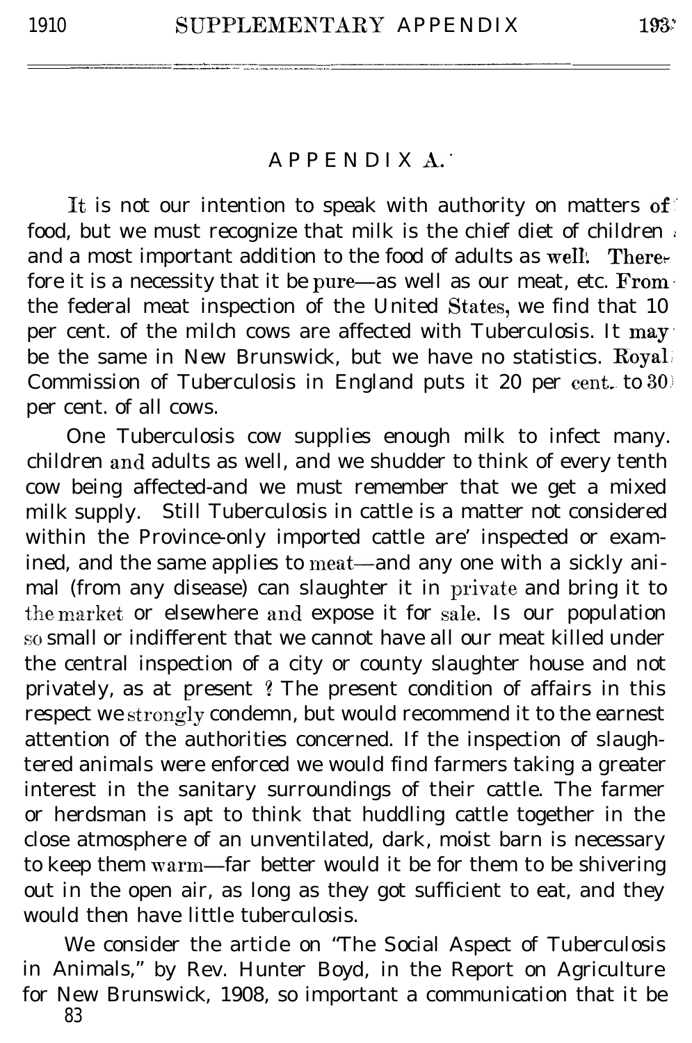## APPENDIX A.

It is not our intention to speak with authority on matters of food, but we must recognize that milk is the chief diet of children and a most important addition to the food of adults as well. Therefore it is a necessity that it be pure—as well as our meat, etc. From the federal meat inspection of the United States, we find that 10 per cent. of the milch cows are affected with Tuberculosis. It may be the same in New Brunswick, but we have no statistics. Royal Commission of Tuberculosis in England puts it 20 per cent. to 30 per cent. of all cows.

One Tuberculosis cow supplies enough milk to infect many. children and adults as well, and we shudder to think of every tenth cow being affected-and we must remember that we get a mixed milk supply. Still Tuberculosis in cattle is a matter not considered within the Province-only imported cattle are' inspected or examined, and the same applies to meat—and any one with a sickly animal (from any disease) can slaughter it in private and bring it to the market or elsewhere and expose it for sale. Is our population so small or indifferent that we cannot have all our meat killed under the central inspection of a city or county slaughter house and not privately, as at present ? The present condition of affairs in this respect we strongly condemn, but would recommend it to the earnest attention of the authorities concerned. If the inspection of slaughtered animals were enforced we would find farmers taking a greater interest in the sanitary surroundings of their cattle. The farmer or herdsman is apt to think that huddling cattle together in the close atmosphere of an unventilated, dark, moist barn is necessary to keep them warm—far better would it be for them to be shivering out in the open air, as long as they got sufficient to eat, and they would then have little tuberculosis.

We consider the article on "The Social Aspect of Tuberculosis in Animals," by Rev. Hunter Boyd, in the Report on Agriculture for New Brunswick, 1908, so important a communication that it be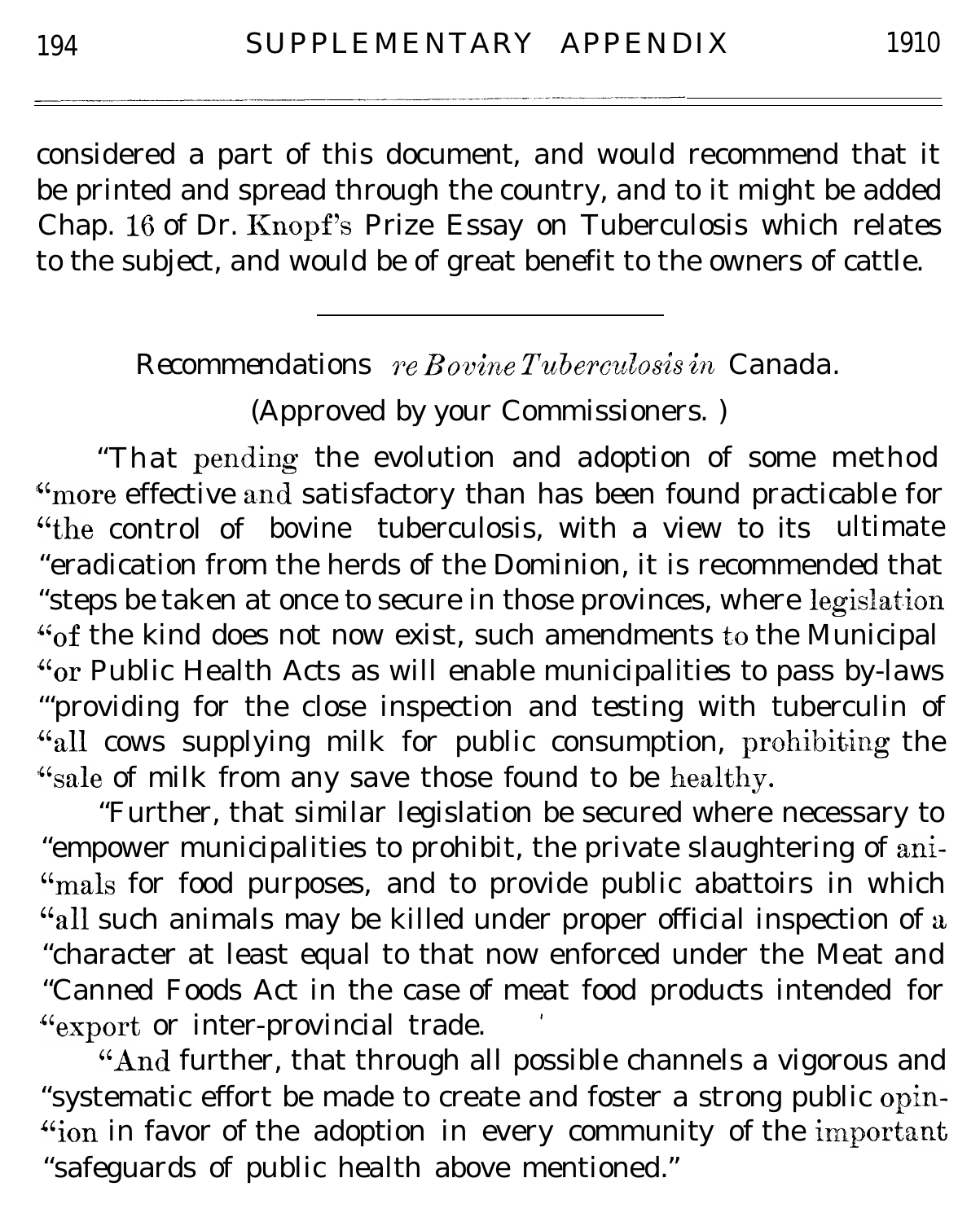considered a part of this document, and would recommend that it be printed and spread through the country, and to it might be added Chap. 16 of Dr. Knopf's Prize Essay on Tuberculosis which relates to the subject, and would be of great benefit to the owners of cattle.

---

Recommendations *re Bovine Tuberculosis in* Canada.

(Approved by your Commissioners.)

"That pending the evolution and adoption of some method "more effective and satisfactory than has been found practicable for "the control of bovine tuberculosis, with a view to its ultimate "eradication from the herds of the Dominion, it is recommended that "steps be taken at once to secure in those provinces, where legislation "of the kind does not now exist, such amendments to the Municipal "or Public Health Acts as will enable municipalities to pass by-laws "providing for the close inspection and testing with tuberculin of "all cows supplying milk for public consumption, prohibiting the "sale of milk from any save those found to be healthy.

"Further, that similar legislation be secured where necessary to "empower municipalities to prohibit, the private slaughtering of ani- "mals for food purposes, and to provide public abattoirs in which "all such animals may be killed under proper official inspection of a "character at least equal to that now enforced under the Meat and "Canned Foods Act in the case of meat food products intended for "export or inter-provincial trade.

"And further, that through all possible channels a vigorous and "systematic effort be made to create and foster a strong public opin- "ion in favor of the adoption in every community of the important "safeguards of public health above mentioned."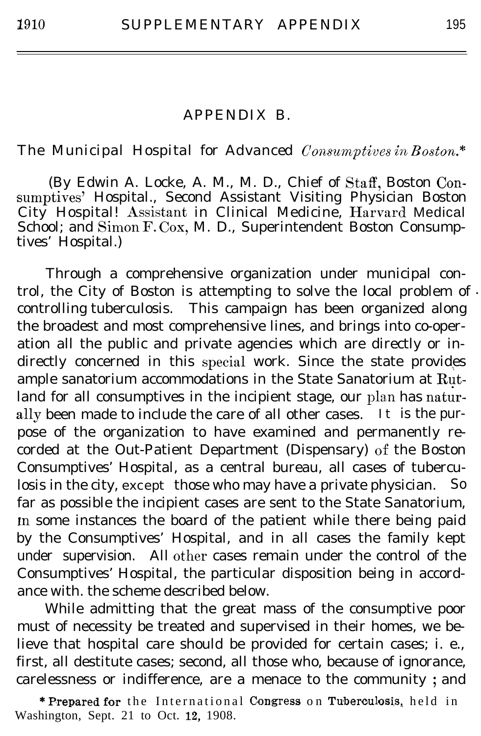## APPENDIX B.

### The Municipal Hospital for Advanced *Consumptives in Boston.**

(By Edwin A. Locke, A. M., M. D., Chief of Staff, Boston Consumptives' Hospital., Second Assistant Visiting Physician Boston City Hospital! Assistant in Clinical Medicine, Harvard Medical School; and Simon F. Cox, M. D., Superintendent Boston Consumptives' Hospital.)

Through a comprehensive organization under municipal control, the City of Boston is attempting to solve the local problem of controlling tuberculosis. This campaign has been organized along the broadest and most comprehensive lines, and brings into co-operation all the public and private agencies which are directly or indirectly concerned in this special work. Since the state provides ample sanatorium accommodations in the State Sanatorium at Rutland for all consumptives in the incipient stage, our plan has naturally been made to include the care of all other cases. It is the purpose of the organization to have examined and permanently recorded at the Out-Patient Department (Dispensary) of the Boston Consumptives' Hospital, as a central bureau, all cases of tuberculosis in the city, except those who may have a private physician. So far as possible the incipient cases are sent to the State Sanatorium, in some instances the board of the patient while there being paid by the Consumptives' Hospital, and in all cases the family kept under supervision. All other cases remain under the control of the Consumptives' Hospital, the particular disposition being in accordance with. the scheme described below.

While admitting that the great mass of the consumptive poor must of necessity be treated and supervised in their homes, we believe that hospital care should be provided for certain cases; i. e., first, all destitute cases; second, all those who, because of ignorance, carelessness or indifference, are a menace to the community ; and

\* Prepared for the International Congress on Tuberculosis, held in Washington, Sept. 21 to Oct. 12, 1908.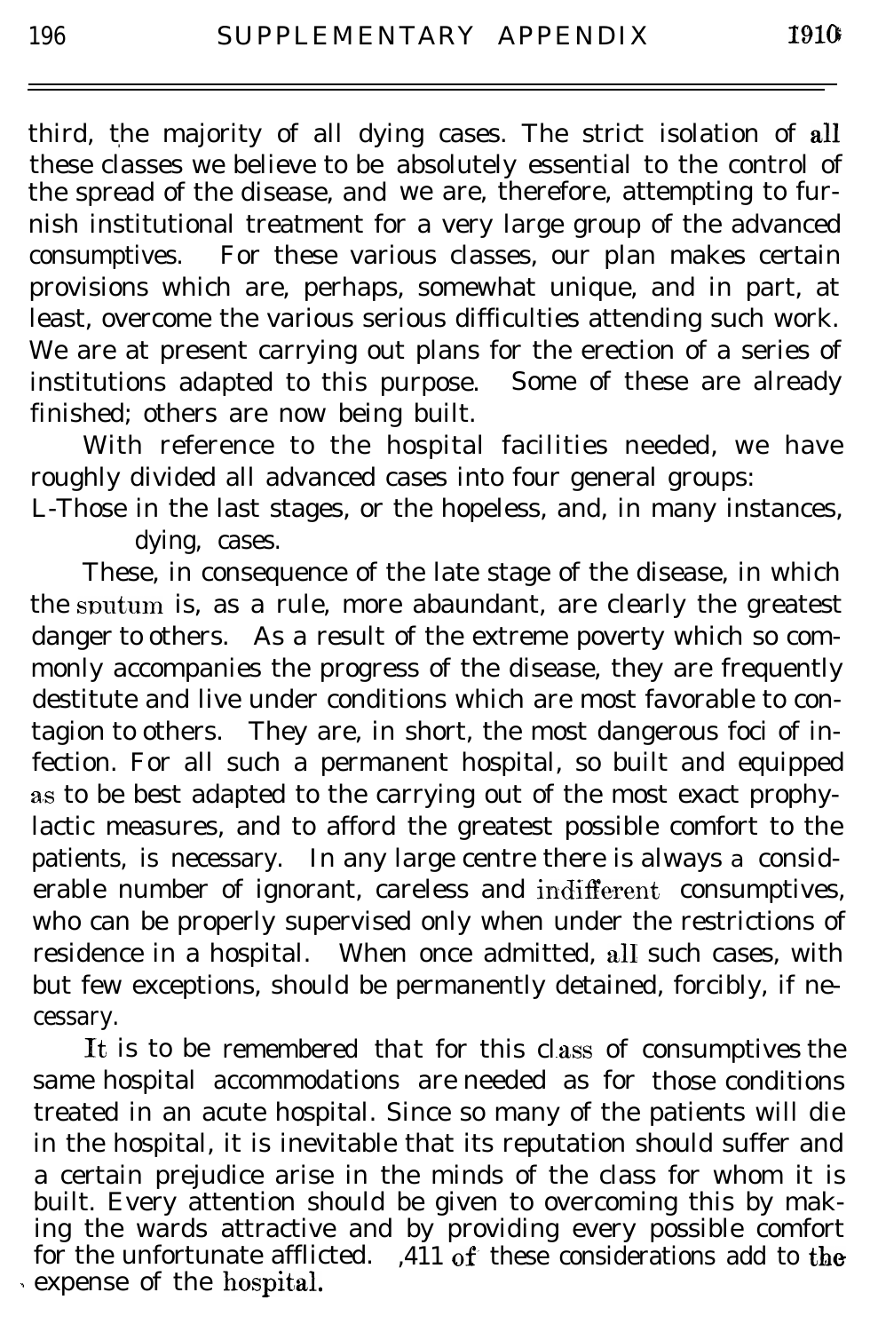third, the majority of all dying cases. The strict isolation of all these classes we believe to be absolutely essential to the control of the spread of the disease, and we are, therefore, attempting to furnish institutional treatment for a very large group of the advanced consumptives. For these various classes, our plan makes certain provisions which are, perhaps, somewhat unique, and in part, at least, overcome the various serious difficulties attending such work. We are at present carrying out plans for the erection of a series of institutions adapted to this purpose. Some of these are already finished; others are now being built.

With reference to the hospital facilities needed, we have roughly divided all advanced cases into four general groups:

I.-Those in the last stages, or the hopeless, and, in many instances, dying, cases.

These, in consequence of the late stage of the disease, in which the sputum is, as a rule, more abaundant, are clearly the greatest danger to others. As a result of the extreme poverty which so commonly accompanies the progress of the disease, they are frequently destitute and live under conditions which are most favorable to contagion to others. They are, in short, the most dangerous foci of infection. For all such a permanent hospital, so built and equipped as to be best adapted to the carrying out of the most exact prophylactic measures, and to afford the greatest possible comfort to the patients, is necessary. In any large centre there is always a considerable number of ignorant, careless and indifferent consumptives, who can be properly supervised only when under the restrictions of residence in a hospital. When once admitted, all such cases, with but few exceptions, should be permanently detained, forcibly, if necessary.

It is to be remembered that for this class of consumptives the same hospital accommodations are needed as for those conditions treated in an acute hospital. Since so many of the patients will die in the hospital, it is inevitable that its reputation should suffer and a certain prejudice arise in the minds of the class for whom it is built. Every attention should be given to overcoming this by making the wards attractive and by providing every possible comfort for the unfortunate afflicted. All of these considerations add to the expense of the hospital.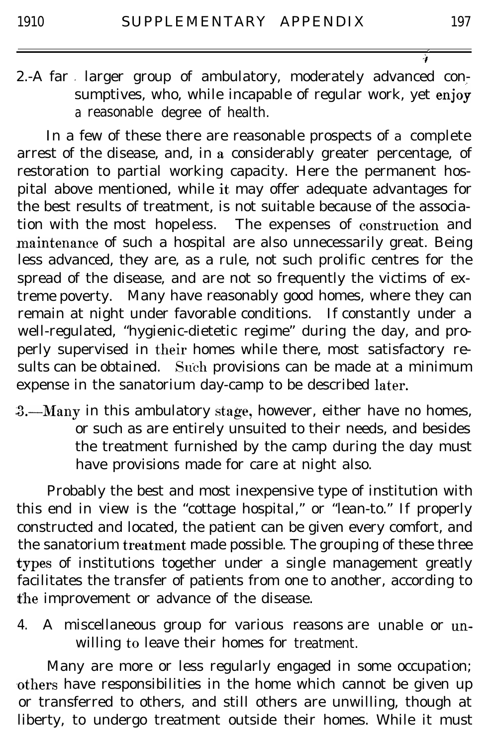2.-A far larger group of ambulatory, moderately advanced consumptives, who, while incapable of regular work, yet enjoy a reasonable degree of health.

In a few of these there are reasonable prospects of a complete arrest of the disease, and, in a considerably greater percentage, of restoration to partial working capacity. Here the permanent hospital above mentioned, while it may offer adequate advantages for the best results of treatment, is not suitable because of the association with the most hopeless. The expenses of construction and maintenance of such a hospital are also unnecessarily great. Being less advanced, they are, as a rule, not such prolific centres for the spread of the disease, and are not so frequently the victims of extreme poverty. Many have reasonably good homes, where they can remain at night under favorable conditions. If constantly under a well-regulated, "hygienic-dietetic regime" during the day, and properly supervised in their homes while there, most satisfactory results can be obtained. Such provisions can be made at a minimum expense in the sanatorium day-camp to be described later.

3.—Many in this ambulatory stage, however, either have no homes, or such as are entirely unsuited to their needs, and besides the treatment furnished by the camp during the day must have provisions made for care at night also.

Probably the best and most inexpensive type of institution with this end in view is the "cottage hospital," or "lean-to." If properly constructed and located, the patient can be given every comfort, and the sanatorium treatment made possible. The grouping of these three types of institutions together under a single management greatly facilitates the transfer of patients from one to another, according to the improvement or advance of the disease.

4. A miscellaneous group for various reasons are unable or unwilling to leave their homes for treatment.

Many are more or less regularly engaged in some occupation; others have responsibilities in the home which cannot be given up or transferred to others, and still others are unwilling, though at liberty, to undergo treatment outside their homes. While it must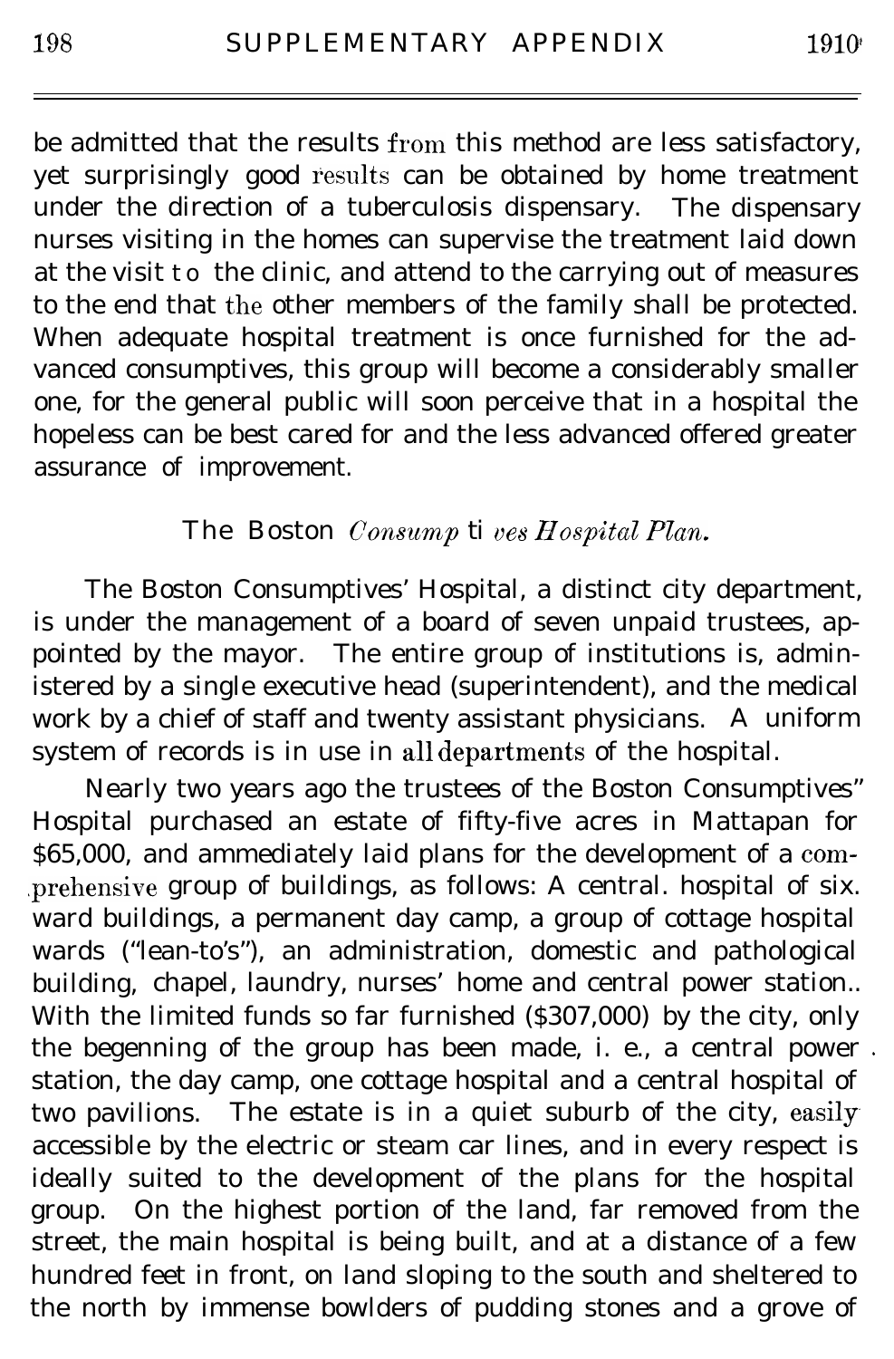be admitted that the results from this method are less satisfactory, yet surprisingly good results can be obtained by home treatment under the direction of a tuberculosis dispensary. The dispensary nurses visiting in the homes can supervise the treatment laid down at the visit to the clinic, and attend to the carrying out of measures to the end that the other members of the family shall be protected. When adequate hospital treatment is once furnished for the advanced consumptives, this group will become a considerably smaller one, for the general public will soon perceive that in a hospital the hopeless can be best cared for and the less advanced offered greater assurance of improvement.

### The Boston *Consumptives Hospital Plan.*

The Boston Consumptives' Hospital, a distinct city department, is under the management of a board of seven unpaid trustees, appointed by the mayor. The entire group of institutions is, administered by a single executive head (superintendent), and the medical work by a chief of staff and twenty assistant physicians. A uniform system of records is in use in all departments of the hospital.

Nearly two years ago the trustees of the Boston Consumptives" Hospital purchased an estate of fifty-five acres in Mattapan for $65,000, and ammediately laid plans for the development of a comprehensive group of buildings, as follows: A central. hospital of six. ward buildings, a permanent day camp, a group of cottage hospital wards ("lean-to's"), an administration, domestic and pathological building, chapel, laundry, nurses' home and central power station.. With the limited funds so far furnished ($307,000) by the city, only the begenning of the group has been made, i. e., a central power station, the day camp, one cottage hospital and a central hospital of two pavilions. The estate is in a quiet suburb of the city, easily accessible by the electric or steam car lines, and in every respect is ideally suited to the development of the plans for the hospital group. On the highest portion of the land, far removed from the street, the main hospital is being built, and at a distance of a few hundred feet in front, on land sloping to the south and sheltered to the north by immense bowlders of pudding stones and a grove of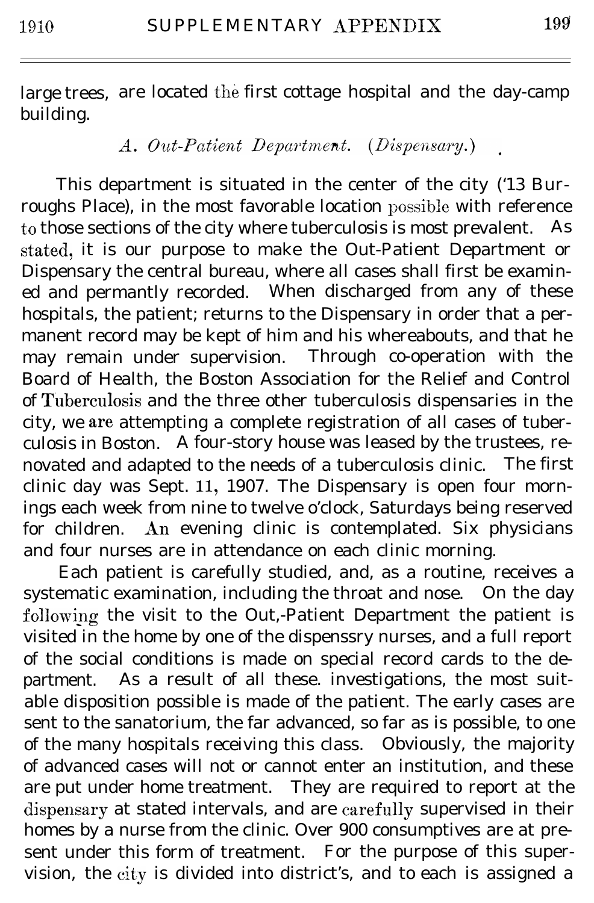large trees, are located the first cottage hospital and the day-camp building.

### *A. Out-Patient Department. (Dispensary.)*

This department is situated in the center of the city ('13 Burroughs Place), in the most favorable location possible with reference to those sections of the city where tuberculosis is most prevalent. As stated, it is our purpose to make the Out-Patient Department or Dispensary the central bureau, where all cases shall first be examined and permantly recorded. When discharged from any of these hospitals, the patient; returns to the Dispensary in order that a permanent record may be kept of him and his whereabouts, and that he may remain under supervision. Through co-operation with the Board of Health, the Boston Association for the Relief and Control of Tuberculosis and the three other tuberculosis dispensaries in the city, we are attempting a complete registration of all cases of tuberculosis in Boston. A four-story house was leased by the trustees, renovated and adapted to the needs of a tuberculosis clinic. The first clinic day was Sept. 11, 1907. The Dispensary is open four mornings each week from nine to twelve o'clock, Saturdays being reserved for children. An evening clinic is contemplated. Six physicians and four nurses are in attendance on each clinic morning.

Each patient is carefully studied, and, as a routine, receives a systematic examination, including the throat and nose. On the day following the visit to the Out,-Patient Department the patient is visited in the home by one of the dispenssry nurses, and a full report of the social conditions is made on special record cards to the department. As a result of all these. investigations, the most suitable disposition possible is made of the patient. The early cases are sent to the sanatorium, the far advanced, so far as is possible, to one of the many hospitals receiving this class. Obviously, the majority of advanced cases will not or cannot enter an institution, and these are put under home treatment. They are required to report at the dispensary at stated intervals, and are carefully supervised in their homes by a nurse from the clinic. Over 900 consumptives are at present under this form of treatment. For the purpose of this supervision, the city is divided into district's, and to each is assigned a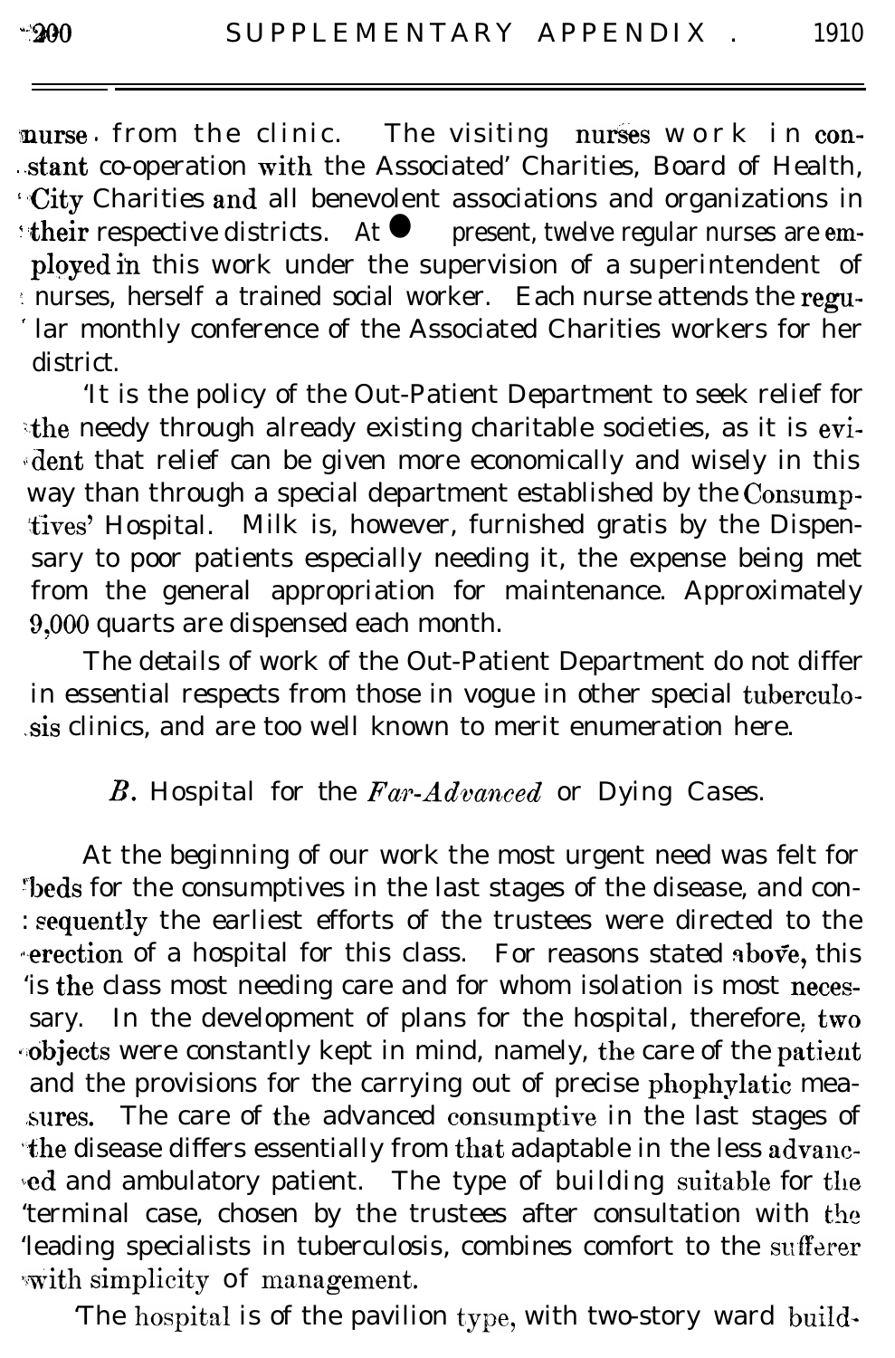nurse from the clinic. The visiting nurses work in constant co-operation with the Associated Charities, Board of Health, City Charities and all benevolent associations and organizations in their respective districts. At present, twelve regular nurses are employed in this work under the supervision of a superintendent of nurses, herself a trained social worker. Each nurse attends the regular monthly conference of the Associated Charities workers for her district.

It is the policy of the Out-Patient Department to seek relief for the needy through already existing charitable societies, as it is evident that relief can be given more economically and wisely in this way than through a special department established by the Consumptives' Hospital. Milk is, however, furnished gratis by the Dispensary to poor patients especially needing it, the expense being met from the general appropriation for maintenance. Approximately 9,000 quarts are dispensed each month.

The details of work of the Out-Patient Department do not differ in essential respects from those in vogue in other special tuberculosis clinics, and are too well known to merit enumeration here.

### *B.* Hospital for the *Far-Advanced* or Dying Cases.

At the beginning of our work the most urgent need was felt for beds for the consumptives in the last stages of the disease, and consequently the earliest efforts of the trustees were directed to the erection of a hospital for this class. For reasons stated above, this is the class most needing care and for whom isolation is most necessary. In the development of plans for the hospital, therefore, two objects were constantly kept in mind, namely, the care of the patient and the provisions for the carrying out of precise phophylatic measures. The care of the advanced consumptive in the last stages of the disease differs essentially from that adaptable in the less advanced and ambulatory patient. The type of building suitable for the terminal case, chosen by the trustees after consultation with the leading specialists in tuberculosis, combines comfort to the sufferer with simplicity of management.

The hospital is of the pavilion type, with two-story ward build-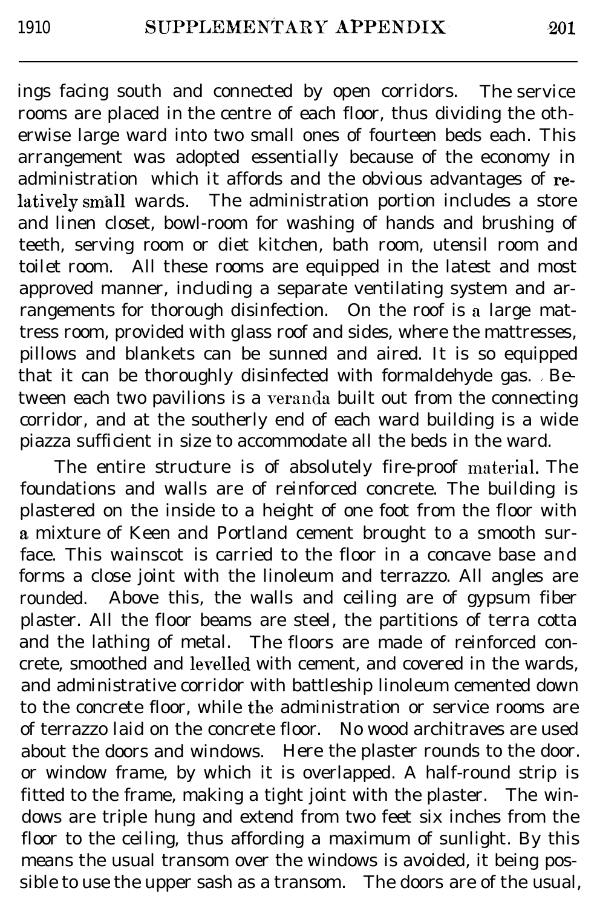ings facing south and connected by open corridors. The service rooms are placed in the centre of each floor, thus dividing the otherwise large ward into two small ones of fourteen beds each. This arrangement was adopted essentially because of the economy in administration which it affords and the obvious advantages of relatively small wards. The administration portion includes a store and linen closet, bowl-room for washing of hands and brushing of teeth, serving room or diet kitchen, bath room, utensil room and toilet room. All these rooms are equipped in the latest and most approved manner, including a separate ventilating system and arrangements for thorough disinfection. On the roof is a large mattress room, provided with glass roof and sides, where the mattresses, pillows and blankets can be sunned and aired. It is so equipped that it can be thoroughly disinfected with formaldehyde gas. Between each two pavilions is a veranda built out from the connecting corridor, and at the southerly end of each ward building is a wide piazza sufficient in size to accommodate all the beds in the ward.

The entire structure is of absolutely fire-proof material. The foundations and walls are of reinforced concrete. The building is plastered on the inside to a height of one foot from the floor with a mixture of Keen and Portland cement brought to a smooth surface. This wainscot is carried to the floor in a concave base and forms a close joint with the linoleum and terrazzo. All angles are rounded. Above this, the walls and ceiling are of gypsum fiber plaster. All the floor beams are steel, the partitions of terra cotta and the lathing of metal. The floors are made of reinforced concrete, smoothed and levelled with cement, and covered in the wards, and administrative corridor with battleship linoleum cemented down to the concrete floor, while the administration or service rooms are of terrazzo laid on the concrete floor. No wood architraves are used about the doors and windows. Here the plaster rounds to the door. or window frame, by which it is overlapped. A half-round strip is fitted to the frame, making a tight joint with the plaster. The windows are triple hung and extend from two feet six inches from the floor to the ceiling, thus affording a maximum of sunlight. By this means the usual transom over the windows is avoided, it being possible to use the upper sash as a transom. The doors are of the usual,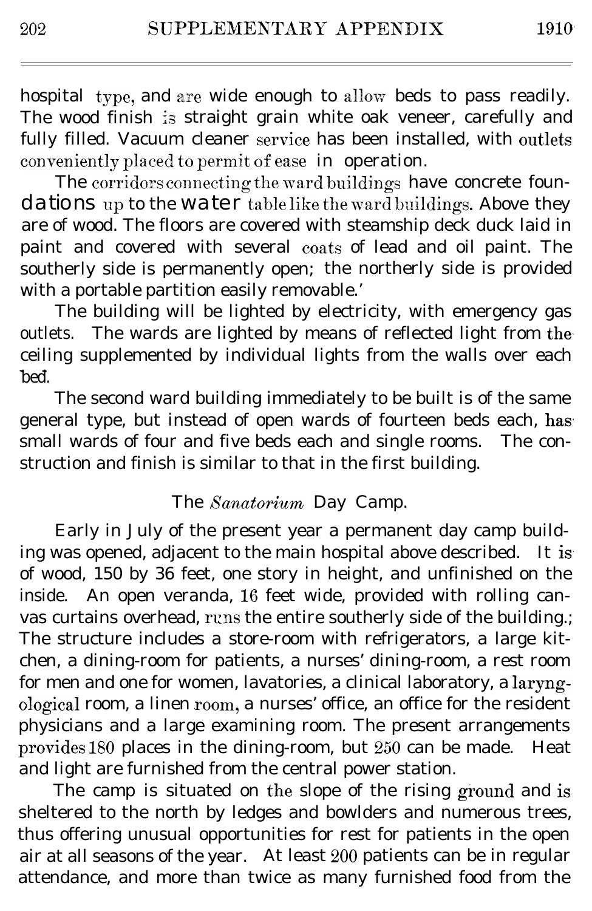hospital type, and are wide enough to allow beds to pass readily. The wood finish is straight grain white oak veneer, carefully and fully filled. Vacuum cleaner service has been installed, with outlets conveniently placed to permit of ease in operation.

The corridors connecting the ward buildings have concrete foundations up to the water table like the ward buildings. Above they are of wood. The floors are covered with steamship deck duck laid in paint and covered with several coats of lead and oil paint. The southerly side is permanently open; the northerly side is provided with a portable partition easily removable.'

The building will be lighted by electricity, with emergency gas outlets. The wards are lighted by means of reflected light from the ceiling supplemented by individual lights from the walls over each bed.

The second ward building immediately to be built is of the same general type, but instead of open wards of fourteen beds each, has small wards of four and five beds each and single rooms. The construction and finish is similar to that in the first building.

## The *Sanatorium* Day Camp.

Early in July of the present year a permanent day camp building was opened, adjacent to the main hospital above described. It is of wood, 150 by 36 feet, one story in height, and unfinished on the inside. An open veranda, 16 feet wide, provided with rolling canvas curtains overhead, runs the entire southerly side of the building.; The structure includes a store-room with refrigerators, a large kitchen, a dining-room for patients, a nurses' dining-room, a rest room for men and one for women, lavatories, a clinical laboratory, a laryngological room, a linen room, a nurses' office, an office for the resident physicians and a large examining room. The present arrangements provides 180 places in the dining-room, but 250 can be made. Heat and light are furnished from the central power station.

The camp is situated on the slope of the rising ground and is sheltered to the north by ledges and bowlders and numerous trees, thus offering unusual opportunities for rest for patients in the open air at all seasons of the year. At least 200 patients can be in regular attendance, and more than twice as many furnished food from the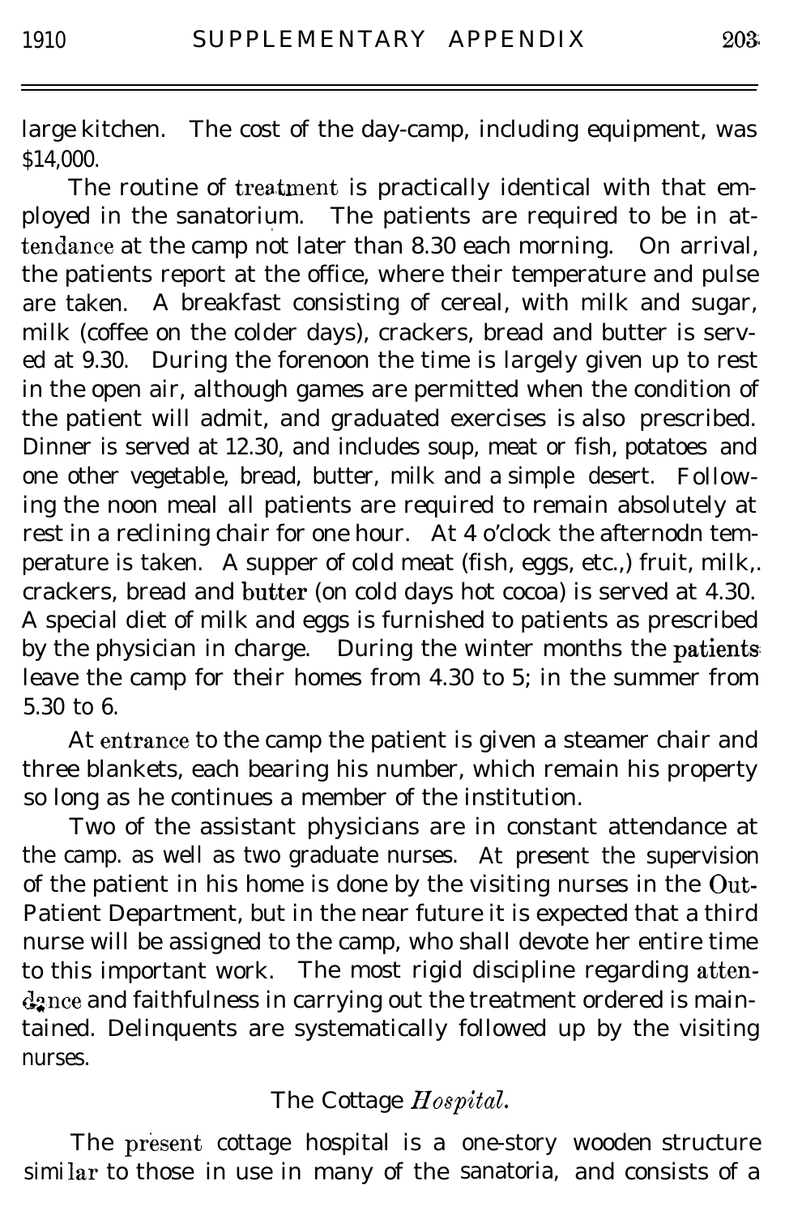large kitchen. The cost of the day-camp, including equipment, was $14,000.

The routine of treatment is practically identical with that employed in the sanatorium. The patients are required to be in attendance at the camp not later than 8.30 each morning. On arrival, the patients report at the office, where their temperature and pulse are taken. A breakfast consisting of cereal, with milk and sugar, milk (coffee on the colder days), crackers, bread and butter is served at 9.30. During the forenoon the time is largely given up to rest in the open air, although games are permitted when the condition of the patient will admit, and graduated exercises is also prescribed. Dinner is served at 12.30, and includes soup, meat or fish, potatoes and one other vegetable, bread, butter, milk and a simple desert. Following the noon meal all patients are required to remain absolutely at rest in a reclining chair for one hour. At 4 o'clock the afternodn temperature is taken. A supper of cold meat (fish, eggs, etc.,) fruit, milk, crackers, bread and butter (on cold days hot cocoa) is served at 4.30. A special diet of milk and eggs is furnished to patients as prescribed by the physician in charge. During the winter months the patients leave the camp for their homes from 4.30 to 5; in the summer from 5.30 to 6.

At entrance to the camp the patient is given a steamer chair and three blankets, each bearing his number, which remain his property so long as he continues a member of the institution.

Two of the assistant physicians are in constant attendance at the camp. as well as two graduate nurses. At present the supervision of the patient in his home is done by the visiting nurses in the Out-Patient Department, but in the near future it is expected that a third nurse will be assigned to the camp, who shall devote her entire time to this important work. The most rigid discipline regarding attendance and faithfulness in carrying out the treatment ordered is maintained. Delinquents are systematically followed up by the visiting nurses.

### The Cottage *Hospital*.

The present cottage hospital is a one-story wooden structure similar to those in use in many of the sanatoria, and consists of a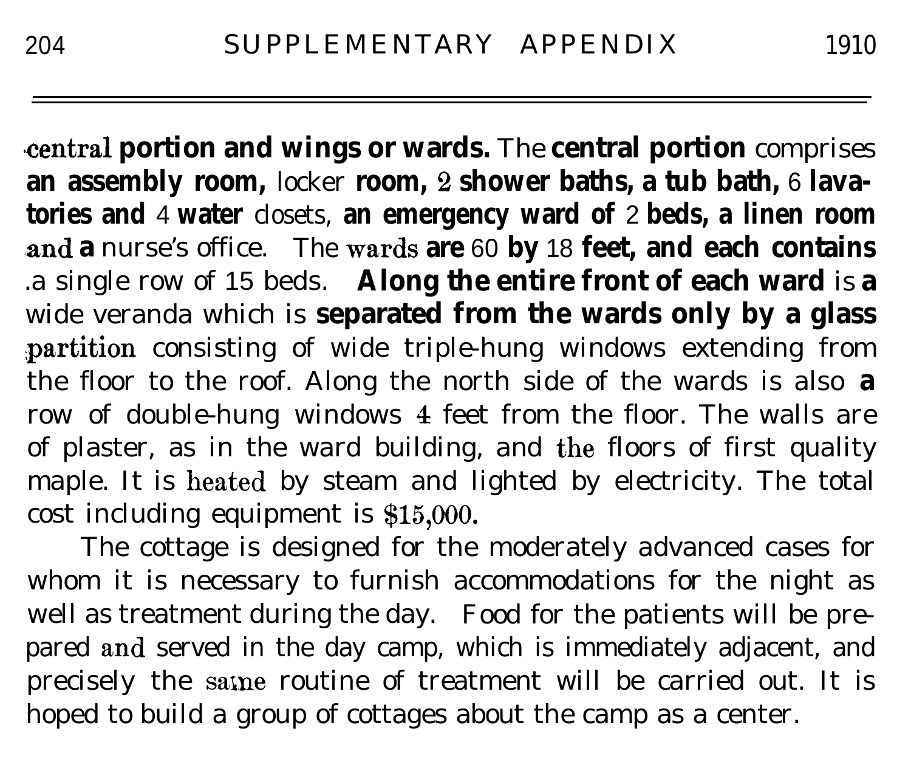central portion and wings or wards. The central portion comprises an assembly room, locker room, 2 shower baths, a tub bath, 6 lavatories and 4 water closets, an emergency ward of 2 beds, a linen room and a nurse's office. The wards are 60 by 18 feet, and each contains a single row of 15 beds. Along the entire front of each ward is a wide veranda which is separated from the wards only by a glass partition consisting of wide triple-hung windows extending from the floor to the roof. Along the north side of the wards is also a row of double-hung windows 4 feet from the floor. The walls are of plaster, as in the ward building, and the floors of first quality maple. It is heated by steam and lighted by electricity. The total cost including equipment is $15,000.

The cottage is designed for the moderately advanced cases for whom it is necessary to furnish accommodations for the night as well as treatment during the day. Food for the patients will be prepared and served in the day camp, which is immediately adjacent, and precisely the same routine of treatment will be carried out. It is hoped to build a group of cottages about the camp as a center.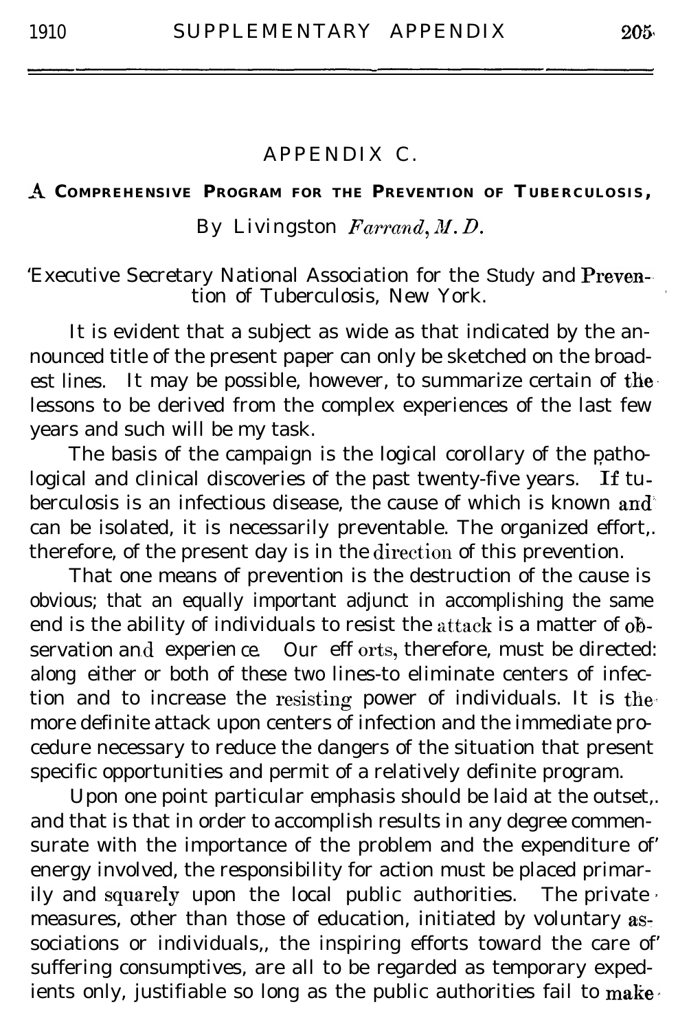## APPENDIX C.

### A COMPREHENSIVE PROGRAM FOR THE PREVENTION OF TUBERCULOSIS,

By Livingston *Farrand, M.D.*

Executive Secretary National Association for the Study and Prevention of Tuberculosis, New York.

It is evident that a subject as wide as that indicated by the announced title of the present paper can only be sketched on the broadest lines. It may be possible, however, to summarize certain of the lessons to be derived from the complex experiences of the last few years and such will be my task.

The basis of the campaign is the logical corollary of the pathological and clinical discoveries of the past twenty-five years. If tuberculosis is an infectious disease, the cause of which is known and can be isolated, it is necessarily preventable. The organized effort, therefore, of the present day is in the direction of this prevention.

That one means of prevention is the destruction of the cause is obvious; that an equally important adjunct in accomplishing the same end is the ability of individuals to resist the attack is a matter of observation and experience. Our efforts, therefore, must be directed along either or both of these two lines-to eliminate centers of infection and to increase the resisting power of individuals. It is the more definite attack upon centers of infection and the immediate procedure necessary to reduce the dangers of the situation that present specific opportunities and permit of a relatively definite program.

Upon one point particular emphasis should be laid at the outset, and that is that in order to accomplish results in any degree commensurate with the importance of the problem and the expenditure of energy involved, the responsibility for action must be placed primarily and squarely upon the local public authorities. The private measures, other than those of education, initiated by voluntary associations or individuals, the inspiring efforts toward the care of suffering consumptives, are all to be regarded as temporary expedients only, justifiable so long as the public authorities fail to make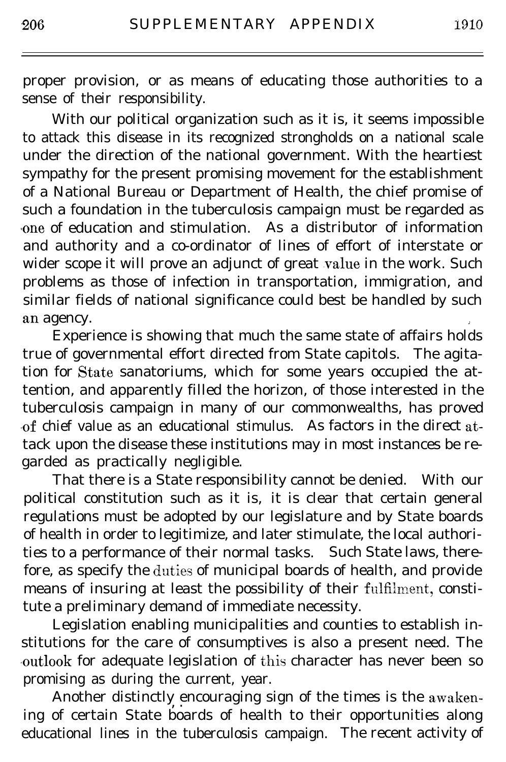proper provision, or as means of educating those authorities to a sense of their responsibility.

With our political organization such as it is, it seems impossible to attack this disease in its recognized strongholds on a national scale under the direction of the national government. With the heartiest sympathy for the present promising movement for the establishment of a National Bureau or Department of Health, the chief promise of such a foundation in the tuberculosis campaign must be regarded as one of education and stimulation. As a distributor of information and authority and a co-ordinator of lines of effort of interstate or wider scope it will prove an adjunct of great value in the work. Such problems as those of infection in transportation, immigration, and similar fields of national significance could best be handled by such an agency.

Experience is showing that much the same state of affairs holds true of governmental effort directed from State capitols. The agitation for State sanatoriums, which for some years occupied the attention, and apparently filled the horizon, of those interested in the tuberculosis campaign in many of our commonwealths, has proved of chief value as an educational stimulus. As factors in the direct attack upon the disease these institutions may in most instances be regarded as practically negligible.

That there is a State responsibility cannot be denied. With our political constitution such as it is, it is clear that certain general regulations must be adopted by our legislature and by State boards of health in order to legitimize, and later stimulate, the local authorities to a performance of their normal tasks. Such State laws, therefore, as specify the duties of municipal boards of health, and provide means of insuring at least the possibility of their fulfilment, constitute a preliminary demand of immediate necessity.

Legislation enabling municipalities and counties to establish institutions for the care of consumptives is also a present need. The outlook for adequate legislation of this character has never been so promising as during the current, year.

Another distinctly encouraging sign of the times is the awakening of certain State boards of health to their opportunities along educational lines in the tuberculosis campaign. The recent activity of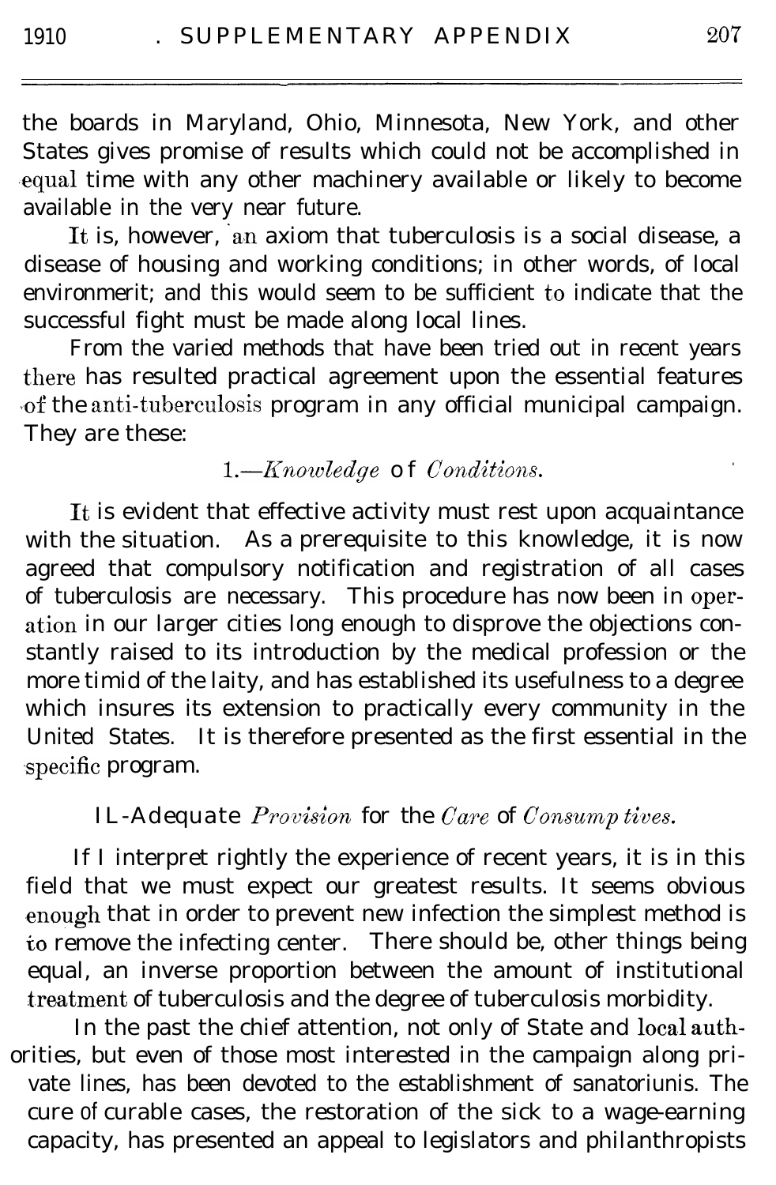the boards in Maryland, Ohio, Minnesota, New York, and other States gives promise of results which could not be accomplished in equal time with any other machinery available or likely to become available in the very near future.

It is, however, an axiom that tuberculosis is a social disease, a disease of housing and working conditions; in other words, of local environmerit; and this would seem to be sufficient to indicate that the successful fight must be made along local lines.

From the varied methods that have been tried out in recent years there has resulted practical agreement upon the essential features of the anti-tuberculosis program in any official municipal campaign. They are these:

### 1.—*Knowledge of Conditions.*

It is evident that effective activity must rest upon acquaintance with the situation. As a prerequisite to this knowledge, it is now agreed that compulsory notification and registration of all cases of tuberculosis are necessary. This procedure has now been in operation in our larger cities long enough to disprove the objections constantly raised to its introduction by the medical profession or the more timid of the laity, and has established its usefulness to a degree which insures its extension to practically every community in the United States. It is therefore presented as the first essential in the specific program.

### IL-Adequate *Provision* for the *Care* of *Consump tives.*

If I interpret rightly the experience of recent years, it is in this field that we must expect our greatest results. It seems obvious enough that in order to prevent new infection the simplest method is to remove the infecting center. There should be, other things being equal, an inverse proportion between the amount of institutional treatment of tuberculosis and the degree of tuberculosis morbidity.

In the past the chief attention, not only of State and local authorities, but even of those most interested in the campaign along private lines, has been devoted to the establishment of sanatoriunis. The cure of curable cases, the restoration of the sick to a wage-earning capacity, has presented an appeal to legislators and philanthropists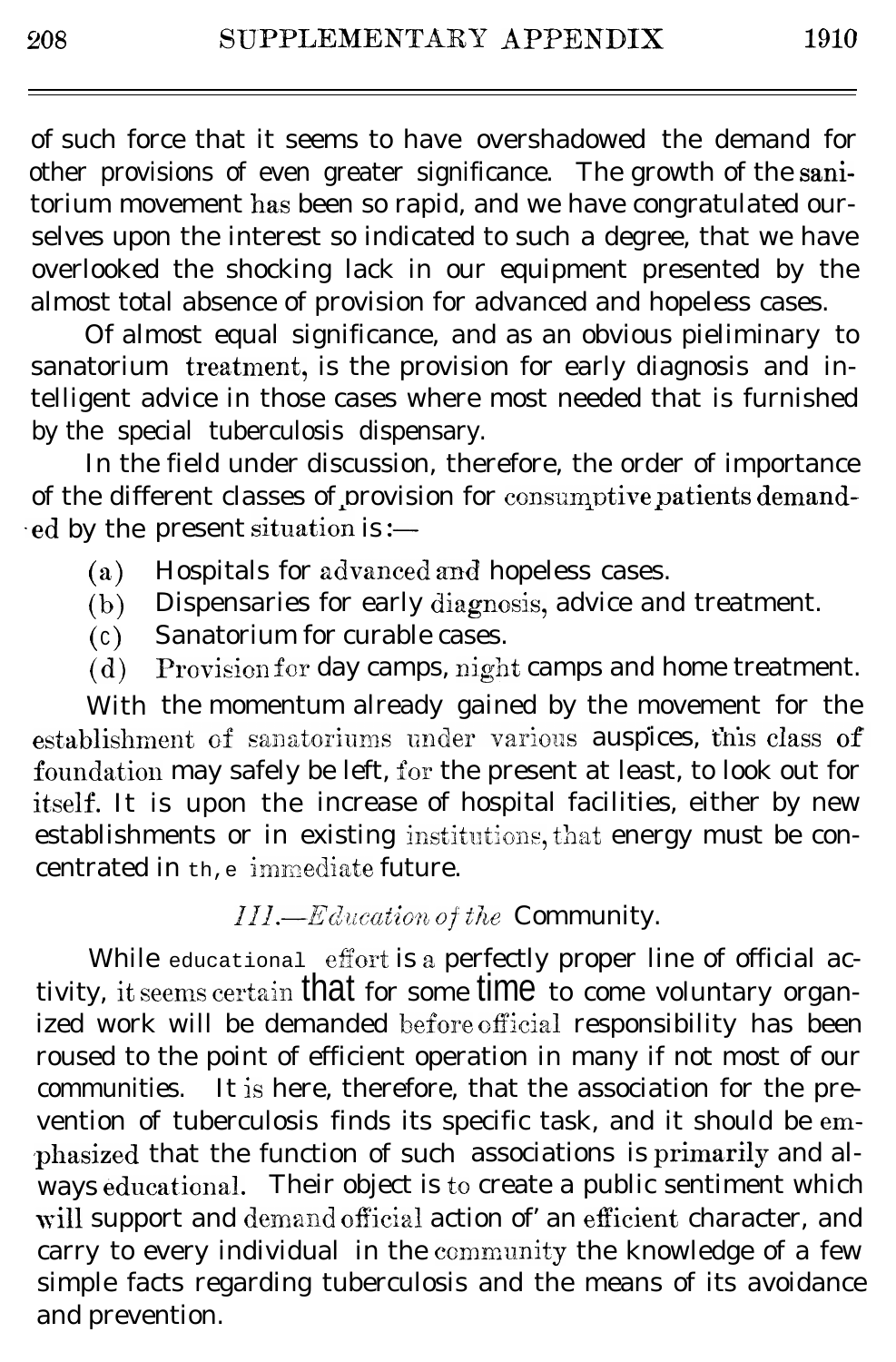of such force that it seems to have overshadowed the demand for other provisions of even greater significance. The growth of the sanitorium movement has been so rapid, and we have congratulated ourselves upon the interest so indicated to such a degree, that we have overlooked the shocking lack in our equipment presented by the almost total absence of provision for advanced and hopeless cases.

Of almost equal significance, and as an obvious pieliminary to sanatorium treatment, is the provision for early diagnosis and intelligent advice in those cases where most needed that is furnished by the special tuberculosis dispensary.

In the field under discussion, therefore, the order of importance of the different classes of provision for consumptive patients demanded by the present situation is:—

(a) Hospitals for advanced and hopeless cases.
(b) Dispensaries for early diagnosis, advice and treatment.
(c) Sanatorium for curable cases.
(d) Provision for day camps, night camps and home treatment.

With the momentum already gained by the movement for the establishment of sanatoriums under various auspices, this class of foundation may safely be left, for the present at least, to look out for itself. It is upon the increase of hospital facilities, either by new establishments or in existing institutions, that energy must be concentrated in the immediate future.

### *III.—Education of the* Community.

While educational effort is a perfectly proper line of official activity, it seems certain that for some time to come voluntary organized work will be demanded before official responsibility has been roused to the point of efficient operation in many if not most of our communities. It is here, therefore, that the association for the prevention of tuberculosis finds its specific task, and it should be emphasized that the function of such associations is primarily and always educational. Their object is to create a public sentiment which will support and demand official action of' an efficient character, and carry to every individual in the community the knowledge of a few simple facts regarding tuberculosis and the means of its avoidance and prevention.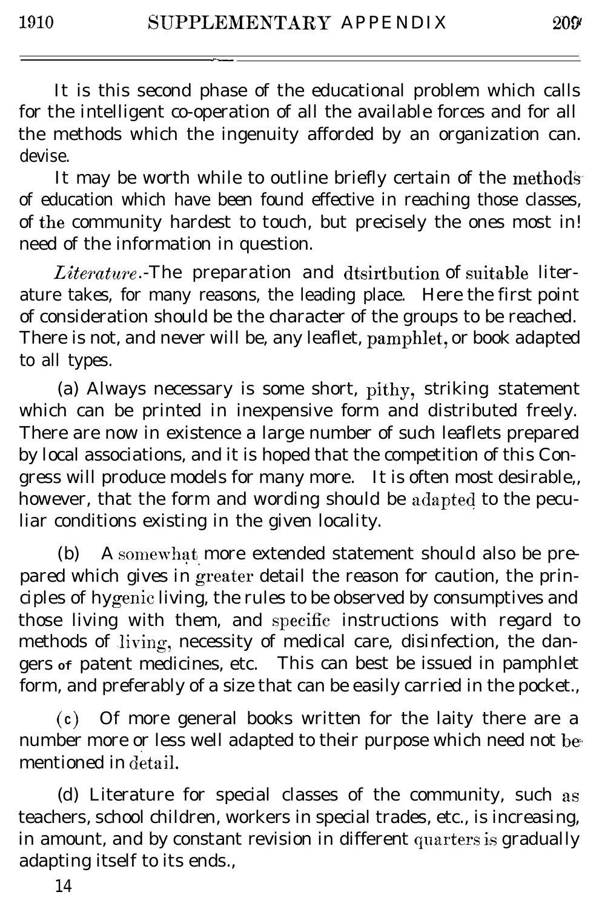It is this second phase of the educational problem which calls for the intelligent co-operation of all the available forces and for all the methods which the ingenuity afforded by an organization can. devise.

It may be worth while to outline briefly certain of the methods of education which have been found effective in reaching those classes, of the community hardest to touch, but precisely the ones most in! need of the information in question.

*Literature*.-The preparation and dtsirtbution of suitable literature takes, for many reasons, the leading place. Here the first point of consideration should be the character of the groups to be reached. There is not, and never will be, any leaflet, pamphlet, or book adapted to all types.

(a) Always necessary is some short, pithy, striking statement which can be printed in inexpensive form and distributed freely. There are now in existence a large number of such leaflets prepared by local associations, and it is hoped that the competition of this Congress will produce models for many more. It is often most desirable,, however, that the form and wording should be adapted to the peculiar conditions existing in the given locality.

(b) A somewhat more extended statement should also be prepared which gives in greater detail the reason for caution, the principles of hygenic living, the rules to be observed by consumptives and those living with them, and specific instructions with regard to methods of living, necessity of medical care, disinfection, the dangers of patent medicines, etc. This can best be issued in pamphlet form, and preferably of a size that can be easily carried in the pocket.,

(c) Of more general books written for the laity there are a number more or less well adapted to their purpose which need not be mentioned in detail.

(d) Literature for special classes of the community, such as teachers, school children, workers in special trades, etc., is increasing, in amount, and by constant revision in different quarters is gradually adapting itself to its ends.,

14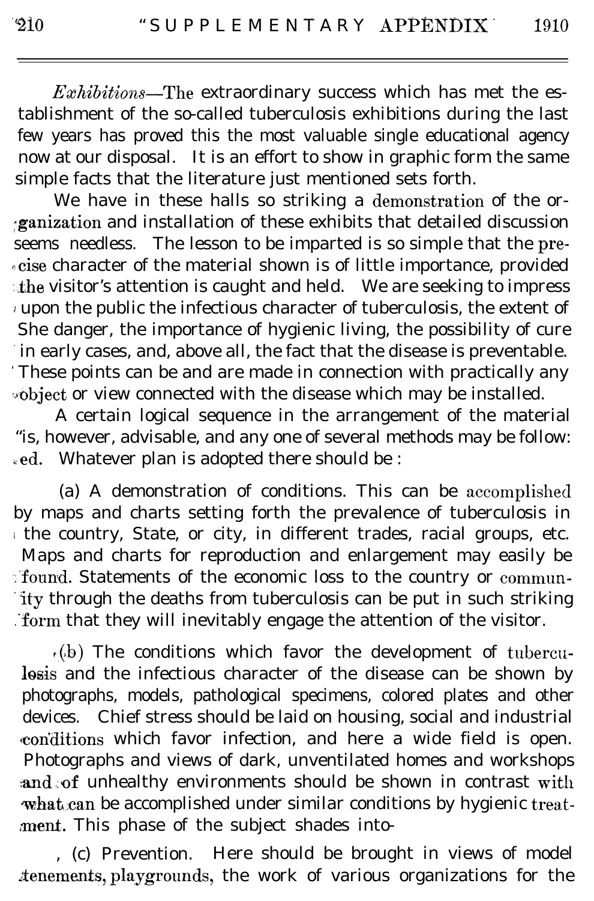*Exhibitions*—The extraordinary success which has met the establishment of the so-called tuberculosis exhibitions during the last few years has proved this the most valuable single educational agency now at our disposal. It is an effort to show in graphic form the same simple facts that the literature just mentioned sets forth.

We have in these halls so striking a demonstration of the organization and installation of these exhibits that detailed discussion seems needless. The lesson to be imparted is so simple that the precise character of the material shown is of little importance, provided the visitor's attention is caught and held. We are seeking to impress upon the public the infectious character of tuberculosis, the extent of the danger, the importance of hygienic living, the possibility of cure in early cases, and, above all, the fact that the disease is preventable. These points can be and are made in connection with practically any object or view connected with the disease which may be installed.

A certain logical sequence in the arrangement of the material is, however, advisable, and any one of several methods may be followed. Whatever plan is adopted there should be :

(a) A demonstration of conditions. This can be accomplished by maps and charts setting forth the prevalence of tuberculosis in the country, State, or city, in different trades, racial groups, etc. Maps and charts for reproduction and enlargement may easily be found. Statements of the economic loss to the country or community through the deaths from tuberculosis can be put in such striking form that they will inevitably engage the attention of the visitor.

(b) The conditions which favor the development of tuberculosis and the infectious character of the disease can be shown by photographs, models, pathological specimens, colored plates and other devices. Chief stress should be laid on housing, social and industrial conditions which favor infection, and here a wide field is open. Photographs and views of dark, unventilated homes and workshops and of unhealthy environments should be shown in contrast with what can be accomplished under similar conditions by hygienic treatment. This phase of the subject shades into-

(c) Prevention. Here should be brought in views of model tenements, playgrounds, the work of various organizations for the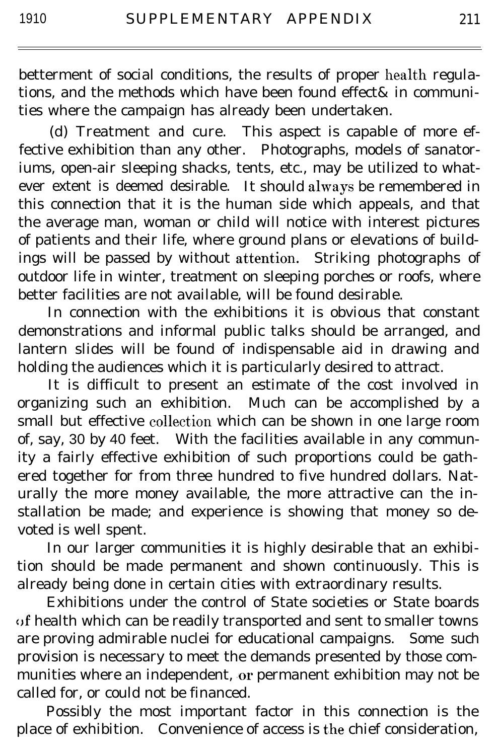betterment of social conditions, the results of proper health regulations, and the methods which have been found effect& in communities where the campaign has already been undertaken.

(d) Treatment and cure. This aspect is capable of more effective exhibition than any other. Photographs, models of sanatoriums, open-air sleeping shacks, tents, etc., may be utilized to whatever extent is deemed desirable. It should always be remembered in this connection that it is the human side which appeals, and that the average man, woman or child will notice with interest pictures of patients and their life, where ground plans or elevations of buildings will be passed by without attention. Striking photographs of outdoor life in winter, treatment on sleeping porches or roofs, where better facilities are not available, will be found desirable.

In connection with the exhibitions it is obvious that constant demonstrations and informal public talks should be arranged, and lantern slides will be found of indispensable aid in drawing and holding the audiences which it is particularly desired to attract.

It is difficult to present an estimate of the cost involved in organizing such an exhibition. Much can be accomplished by a small but effective collection which can be shown in one large room of, say, 30 by 40 feet. With the facilities available in any community a fairly effective exhibition of such proportions could be gathered together for from three hundred to five hundred dollars. Naturally the more money available, the more attractive can the installation be made; and experience is showing that money so devoted is well spent.

In our larger communities it is highly desirable that an exhibition should be made permanent and shown continuously. This is already being done in certain cities with extraordinary results.

Exhibitions under the control of State societies or State boards of health which can be readily transported and sent to smaller towns are proving admirable nuclei for educational campaigns. Some such provision is necessary to meet the demands presented by those communities where an independent, or permanent exhibition may not be called for, or could not be financed.

Possibly the most important factor in this connection is the place of exhibition. Convenience of access is the chief consideration,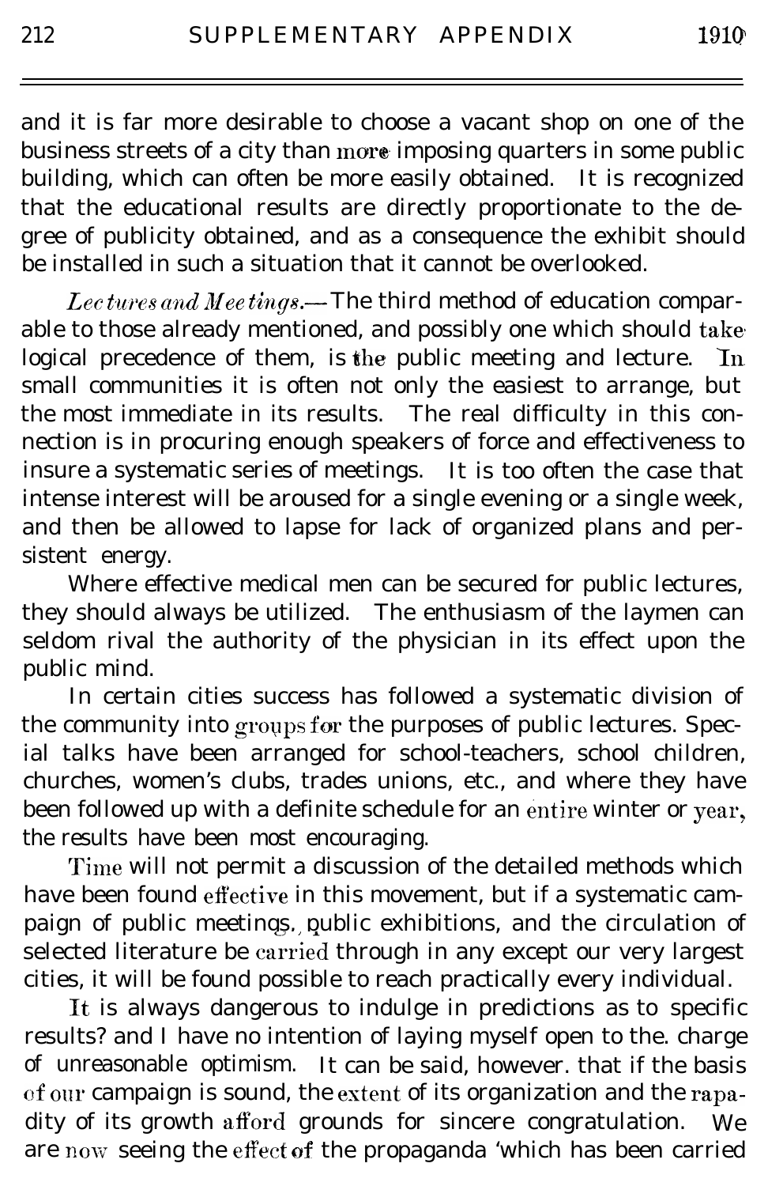and it is far more desirable to choose a vacant shop on one of the business streets of a city than more imposing quarters in some public building, which can often be more easily obtained. It is recognized that the educational results are directly proportionate to the degree of publicity obtained, and as a consequence the exhibit should be installed in such a situation that it cannot be overlooked.

*Lectures and Meetings.*—The third method of education comparable to those already mentioned, and possibly one which should take logical precedence of them, is the public meeting and lecture. In small communities it is often not only the easiest to arrange, but the most immediate in its results. The real difficulty in this connection is in procuring enough speakers of force and effectiveness to insure a systematic series of meetings. It is too often the case that intense interest will be aroused for a single evening or a single week, and then be allowed to lapse for lack of organized plans and persistent energy.

Where effective medical men can be secured for public lectures, they should always be utilized. The enthusiasm of the laymen can seldom rival the authority of the physician in its effect upon the public mind.

In certain cities success has followed a systematic division of the community into groups for the purposes of public lectures. Special talks have been arranged for school-teachers, school children, churches, women's clubs, trades unions, etc., and where they have been followed up with a definite schedule for an entire winter or year, the results have been most encouraging.

Time will not permit a discussion of the detailed methods which have been found effective in this movement, but if a systematic campaign of public meetings, public exhibitions, and the circulation of selected literature be carried through in any except our very largest cities, it will be found possible to reach practically every individual.

It is always dangerous to indulge in predictions as to specific results? and I have no intention of laying myself open to the. charge of unreasonable optimism. It can be said, however. that if the basis of our campaign is sound, the extent of its organization and the rapadity of its growth afford grounds for sincere congratulation. We are now seeing the effect of the propaganda 'which has been carried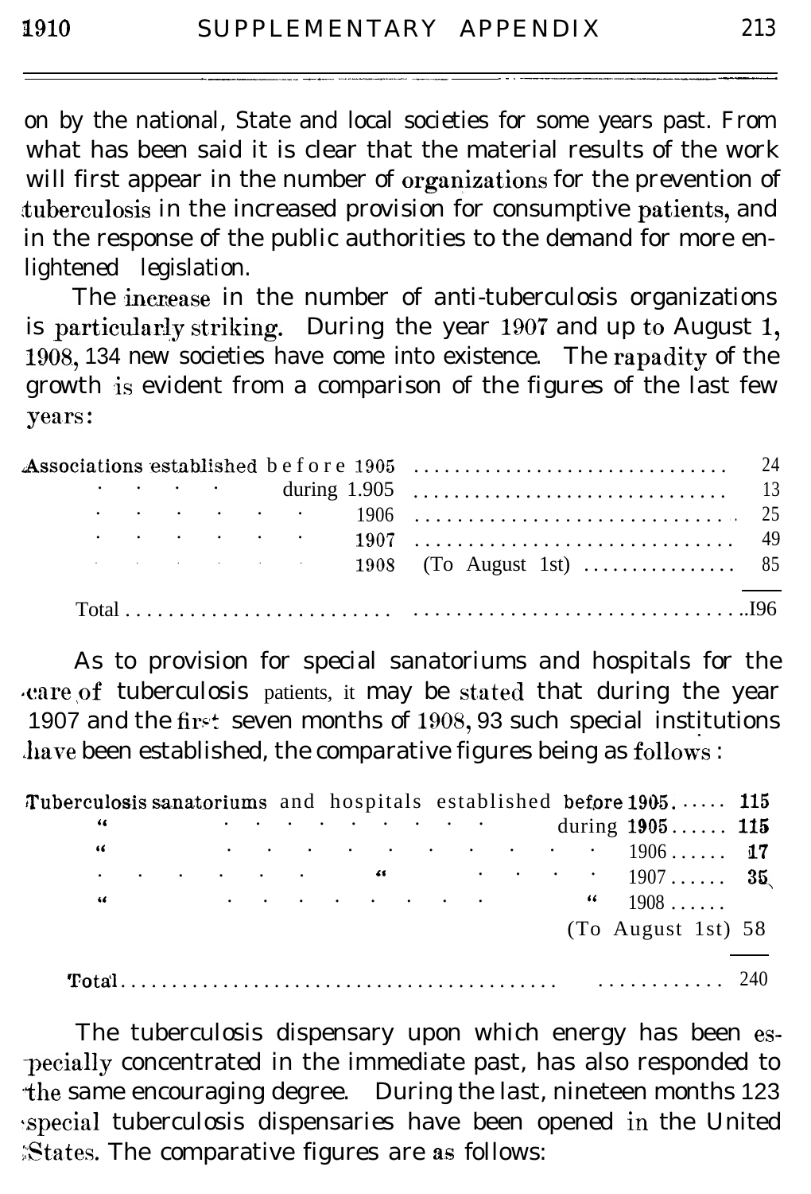on by the national, State and local societies for some years past. From what has been said it is clear that the material results of the work will first appear in the number of organizations for the prevention of tuberculosis in the increased provision for consumptive patients, and in the response of the public authorities to the demand for more enlightened legislation.

The increase in the number of anti-tuberculosis organizations is particularly striking. During the year 1907 and up to August 1, 1908, 134 new societies have come into existence. The rapadity of the growth is evident from a comparison of the figures of the last few years:

| | |
|---|---|
| Associations established before 1905 | 24 |
| " " during 1905 | 13 |
| " " 1906 | 25 |
| " " 1907 | 49 |
| " " 1908 (To August 1st) | 85 |
| Total | 196 |

As to provision for special sanatoriums and hospitals for the care of tuberculosis patients, it may be stated that during the year 1907 and the first seven months of 1908, 93 such special institutions have been established, the comparative figures being as follows:

| | |
|---|---|
| Tuberculosis sanatoriums and hospitals established before 1905 | 115 |
| " " during 1905 | 115 |
| " " 1906 | 17 |
| " " 1907 | 35 |
| " " 1908 (To August 1st) | 58 |
| Total | 240 |

The tuberculosis dispensary upon which energy has been especially concentrated in the immediate past, has also responded to the same encouraging degree. During the last, nineteen months 123 special tuberculosis dispensaries have been opened in the United States. The comparative figures are as follows: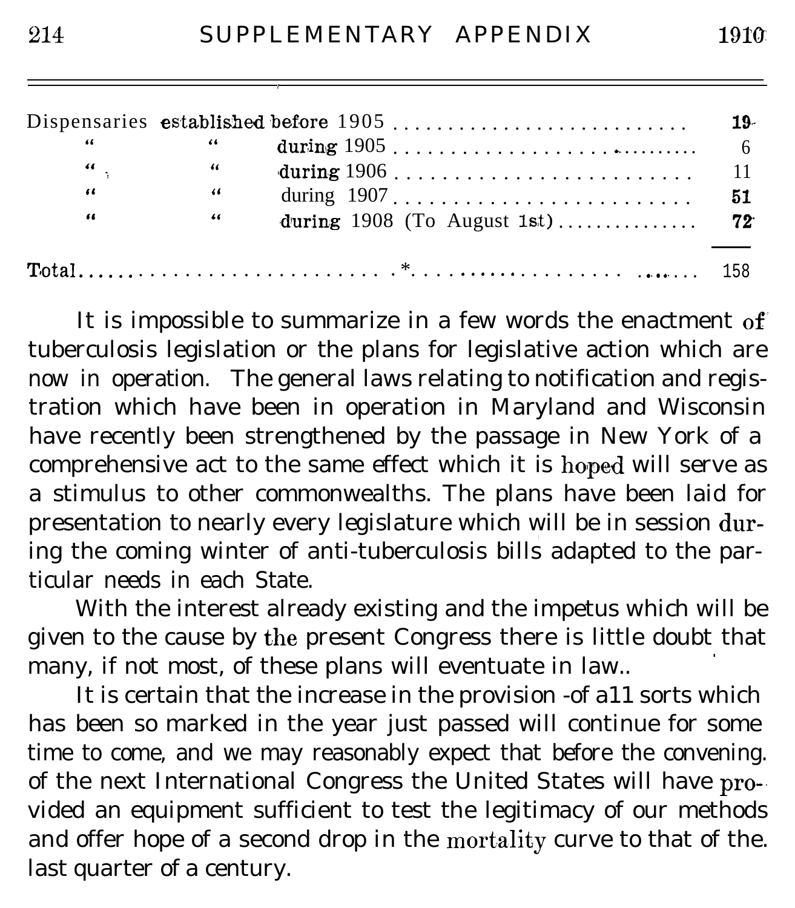| | |
|---|---|
| Dispensaries established before 1905 | 19 |
| " " during 1905 | 6 |
| " " during 1906 | 11 |
| " " during 1907 | 51 |
| " " during 1908 (To August 1st) | 72 |
| Total | 158 |

It is impossible to summarize in a few words the enactment of tuberculosis legislation or the plans for legislative action which are now in operation. The general laws relating to notification and registration which have been in operation in Maryland and Wisconsin have recently been strengthened by the passage in New York of a comprehensive act to the same effect which it is hoped will serve as a stimulus to other commonwealths. The plans have been laid for presentation to nearly every legislature which will be in session during the coming winter of anti-tuberculosis bills adapted to the particular needs in each State.

With the interest already existing and the impetus which will be given to the cause by the present Congress there is little doubt that many, if not most, of these plans will eventuate in law..

It is certain that the increase in the provision of all sorts which has been so marked in the year just passed will continue for some time to come, and we may reasonably expect that before the convening of the next International Congress the United States will have provided an equipment sufficient to test the legitimacy of our methods and offer hope of a second drop in the mortality curve to that of the last quarter of a century.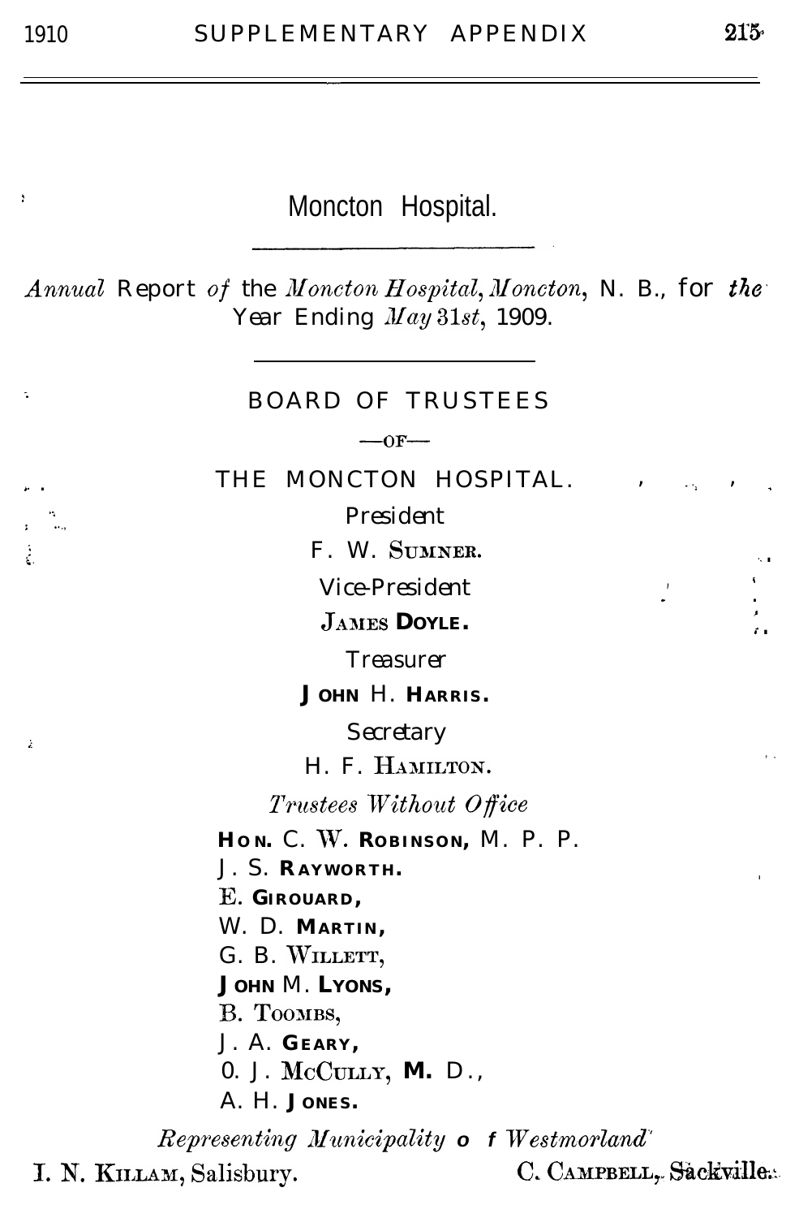# Moncton Hospital.

*Annual* Report *of* the *Moncton Hospital, Moncton*, N. B., for *the* Year Ending *May 31st*, 1909.

## BOARD OF TRUSTEES

—OF—

## THE MONCTON HOSPITAL.

*President*

F. W. SUMNER.

*Vice-President*

JAMES DOYLE.

*Treasurer*

JOHN H. HARRIS.

*Secretary*

H. F. HAMILTON.

*Trustees Without Office*

HON. C. W. ROBINSON, M. P. P.
J. S. RAYWORTH.
E. GIROUARD,
W. D. MARTIN,
G. B. WILLETT,
JOHN M. LYONS,
B. TOOMBS,
J. A. GEARY,
O. J. McCULLY, M. D.,
A. H. JONES.

*Representing Municipality of Westmorland*

I. N. KILLAM, Salisbury. C. CAMPBELL, Sackville.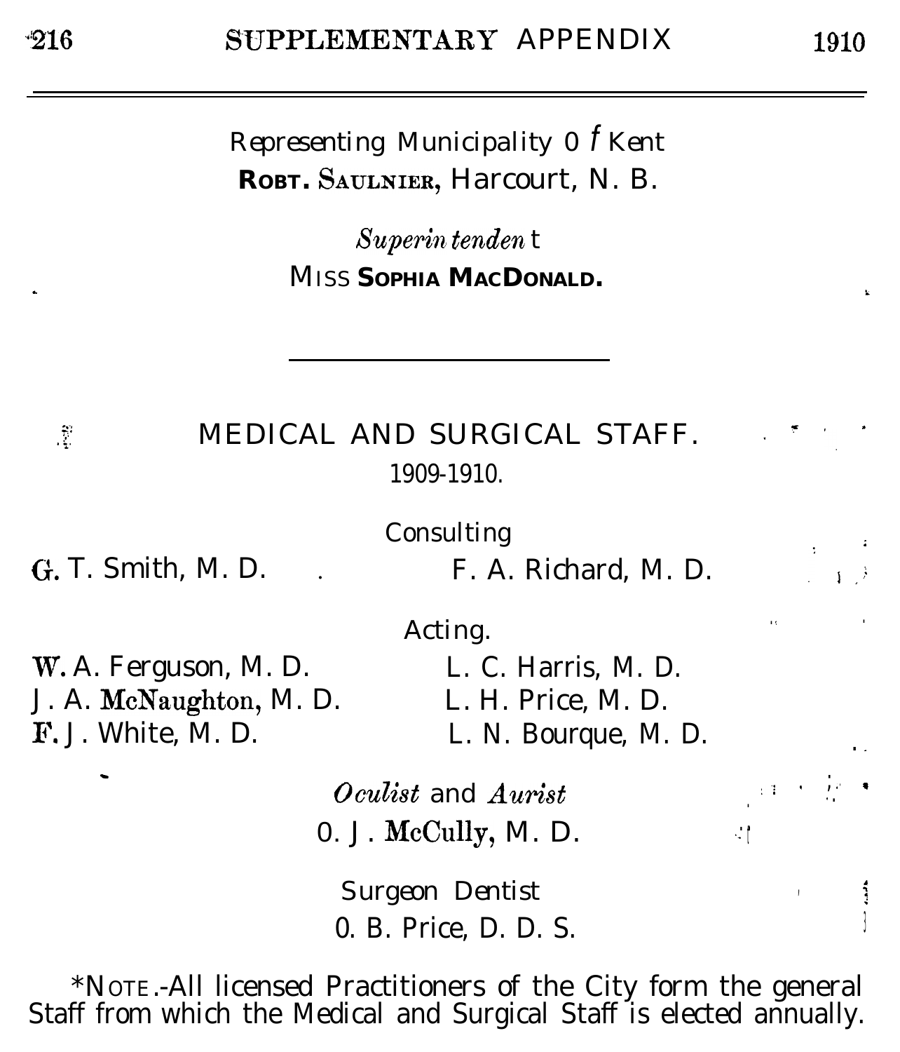Representing Municipality of Kent

**ROBT. SAULNIER**, Harcourt, N. B.

*Superintendent*

MISS **SOPHIA MACDONALD.**

---

## MEDICAL AND SURGICAL STAFF.

1909-1910.

Consulting

| | |
|---|---|
| G. T. Smith, M. D. | F. A. Richard, M. D. |

Acting.

| | |
|---|---|
| W. A. Ferguson, M. D. | L. C. Harris, M. D. |
| J. A. McNaughton, M. D. | L. H. Price, M. D. |
| F. J. White, M. D. | L. N. Bourque, M. D. |

*Oculist* and *Aurist*

O. J. McCully, M. D.

Surgeon Dentist

O. B. Price, D. D. S.

*NOTE.-All licensed Practitioners of the City form the general Staff from which the Medical and Surgical Staff is elected annually.